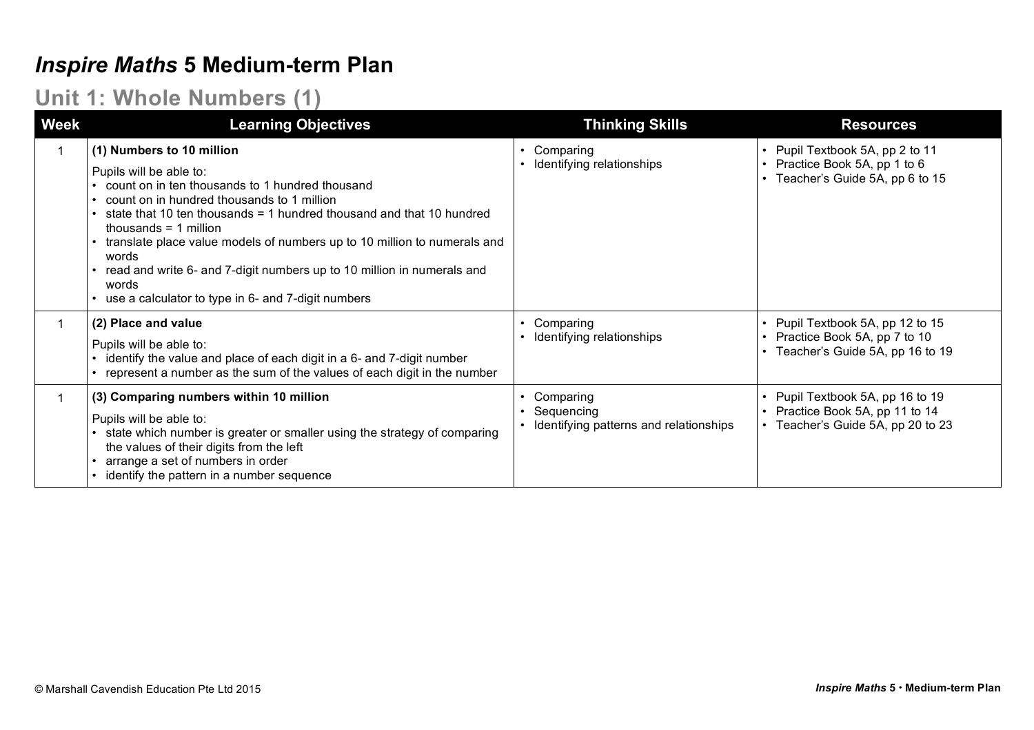# *Inspire Maths* 5 Medium-term Plan

## Unit 1: Whole Numbers (1)

| Week | Learning Objectives | Thinking Skills | Resources |
|---|---|---|---|
| 1 | **(1) Numbers to 10 million**<br><br>Pupils will be able to:<br>• count on in ten thousands to 1 hundred thousand<br>• count on in hundred thousands to 1 million<br>• state that 10 ten thousands = 1 hundred thousand and that 10 hundred thousands = 1 million<br>• translate place value models of numbers up to 10 million to numerals and words<br>• read and write 6- and 7-digit numbers up to 10 million in numerals and words<br>• use a calculator to type in 6- and 7-digit numbers | • Comparing<br>• Identifying relationships | • Pupil Textbook 5A, pp 2 to 11<br>• Practice Book 5A, pp 1 to 6<br>• Teacher's Guide 5A, pp 6 to 15 |
| 1 | **(2) Place and value**<br><br>Pupils will be able to:<br>• identify the value and place of each digit in a 6- and 7-digit number<br>• represent a number as the sum of the values of each digit in the number | • Comparing<br>• Identifying relationships | • Pupil Textbook 5A, pp 12 to 15<br>• Practice Book 5A, pp 7 to 10<br>• Teacher's Guide 5A, pp 16 to 19 |
| 1 | **(3) Comparing numbers within 10 million**<br><br>Pupils will be able to:<br>• state which number is greater or smaller using the strategy of comparing the values of their digits from the left<br>• arrange a set of numbers in order<br>• identify the pattern in a number sequence | • Comparing<br>• Sequencing<br>• Identifying patterns and relationships | • Pupil Textbook 5A, pp 16 to 19<br>• Practice Book 5A, pp 11 to 14<br>• Teacher's Guide 5A, pp 20 to 23 |

© Marshall Cavendish Education Pte Ltd 2015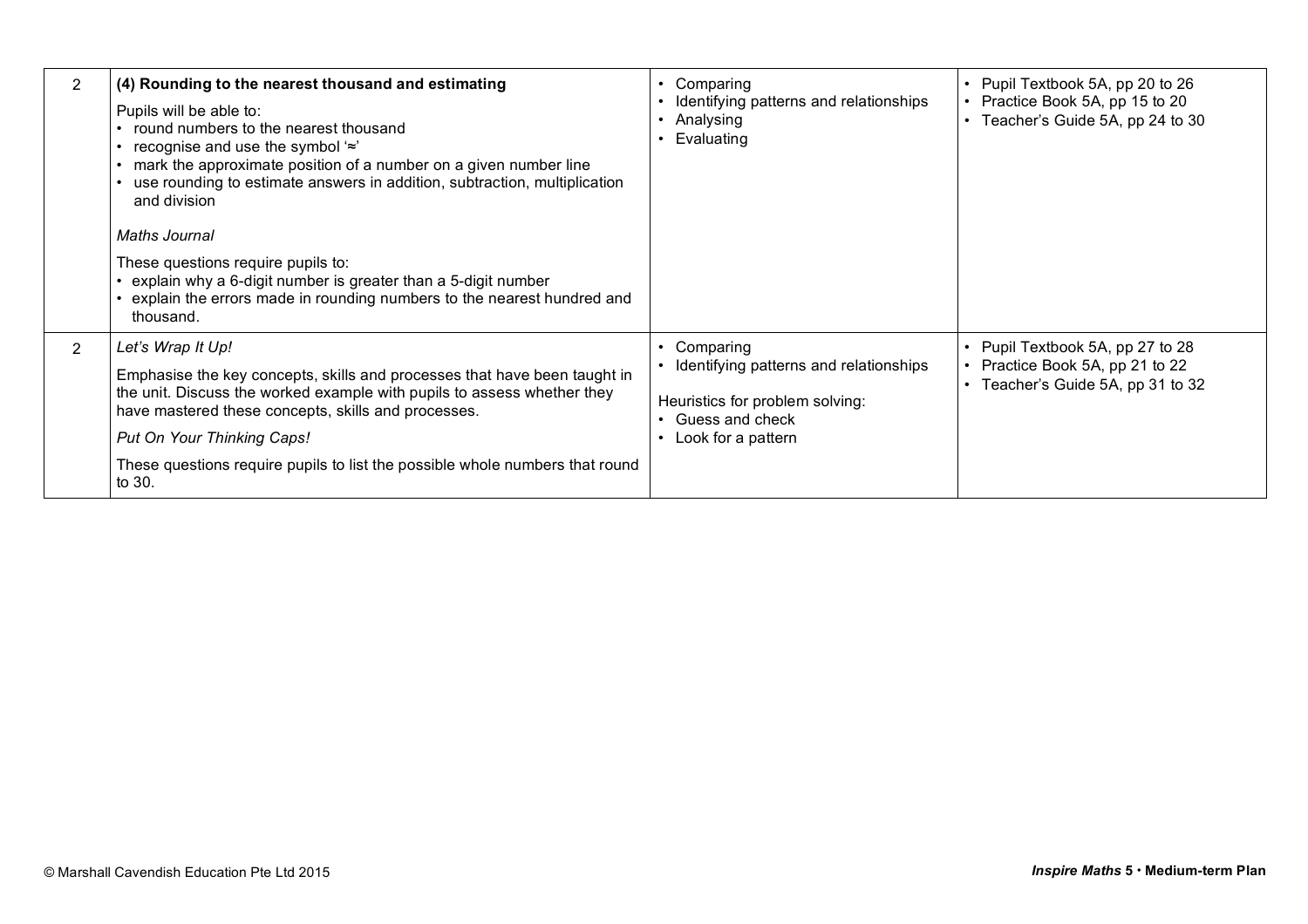| | | | |
|---|---|---|---|
| 2 | **(4) Rounding to the nearest thousand and estimating**<br><br>Pupils will be able to:<br>• round numbers to the nearest thousand<br>• recognise and use the symbol '≈'<br>• mark the approximate position of a number on a given number line<br>• use rounding to estimate answers in addition, subtraction, multiplication and division<br><br>*Maths Journal*<br><br>These questions require pupils to:<br>• explain why a 6-digit number is greater than a 5-digit number<br>• explain the errors made in rounding numbers to the nearest hundred and thousand. | • Comparing<br>• Identifying patterns and relationships<br>• Analysing<br>• Evaluating | • Pupil Textbook 5A, pp 20 to 26<br>• Practice Book 5A, pp 15 to 20<br>• Teacher's Guide 5A, pp 24 to 30 |
| 2 | *Let's Wrap It Up!*<br><br>Emphasise the key concepts, skills and processes that have been taught in the unit. Discuss the worked example with pupils to assess whether they have mastered these concepts, skills and processes.<br><br>*Put On Your Thinking Caps!*<br><br>These questions require pupils to list the possible whole numbers that round to 30. | • Comparing<br>• Identifying patterns and relationships<br><br>Heuristics for problem solving:<br>• Guess and check<br>• Look for a pattern | • Pupil Textbook 5A, pp 27 to 28<br>• Practice Book 5A, pp 21 to 22<br>• Teacher's Guide 5A, pp 31 to 32 |

© Marshall Cavendish Education Pte Ltd 2015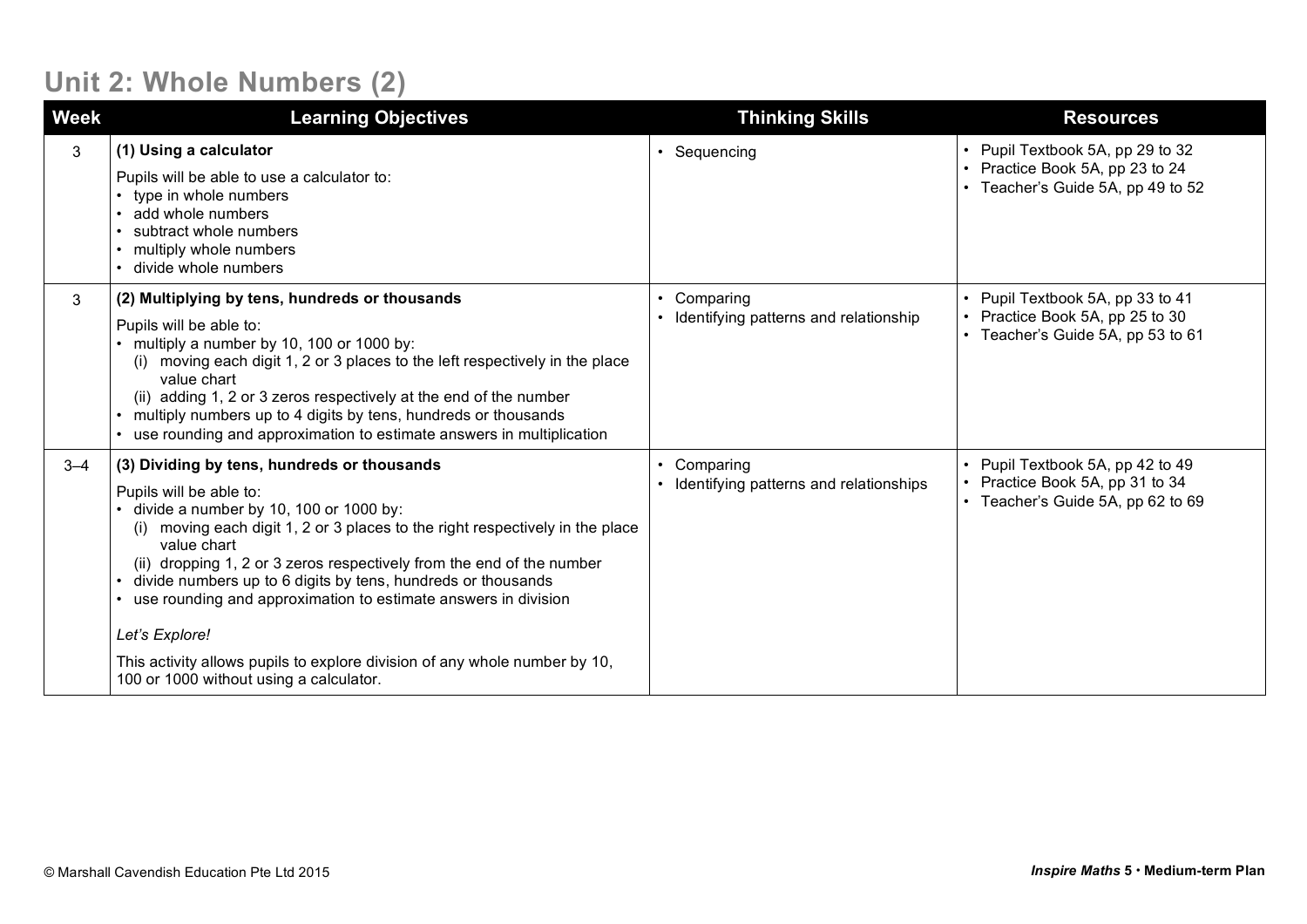## Unit 2: Whole Numbers (2)

| Week | Learning Objectives | Thinking Skills | Resources |
| --- | --- | --- | --- |
| 3 | **(1) Using a calculator**<br><br>Pupils will be able to use a calculator to:<br>• type in whole numbers<br>• add whole numbers<br>• subtract whole numbers<br>• multiply whole numbers<br>• divide whole numbers | • Sequencing | • Pupil Textbook 5A, pp 29 to 32<br>• Practice Book 5A, pp 23 to 24<br>• Teacher's Guide 5A, pp 49 to 52 |
| 3 | **(2) Multiplying by tens, hundreds or thousands**<br><br>Pupils will be able to:<br>• multiply a number by 10, 100 or 1000 by:<br>(i) moving each digit 1, 2 or 3 places to the left respectively in the place value chart<br>(ii) adding 1, 2 or 3 zeros respectively at the end of the number<br>• multiply numbers up to 4 digits by tens, hundreds or thousands<br>• use rounding and approximation to estimate answers in multiplication | • Comparing<br>• Identifying patterns and relationship | • Pupil Textbook 5A, pp 33 to 41<br>• Practice Book 5A, pp 25 to 30<br>• Teacher's Guide 5A, pp 53 to 61 |
| 3–4 | **(3) Dividing by tens, hundreds or thousands**<br><br>Pupils will be able to:<br>• divide a number by 10, 100 or 1000 by:<br>(i) moving each digit 1, 2 or 3 places to the right respectively in the place value chart<br>(ii) dropping 1, 2 or 3 zeros respectively from the end of the number<br>• divide numbers up to 6 digits by tens, hundreds or thousands<br>• use rounding and approximation to estimate answers in division<br><br>*Let's Explore!*<br><br>This activity allows pupils to explore division of any whole number by 10, 100 or 1000 without using a calculator. | • Comparing<br>• Identifying patterns and relationships | • Pupil Textbook 5A, pp 42 to 49<br>• Practice Book 5A, pp 31 to 34<br>• Teacher's Guide 5A, pp 62 to 69 |

© Marshall Cavendish Education Pte Ltd 2015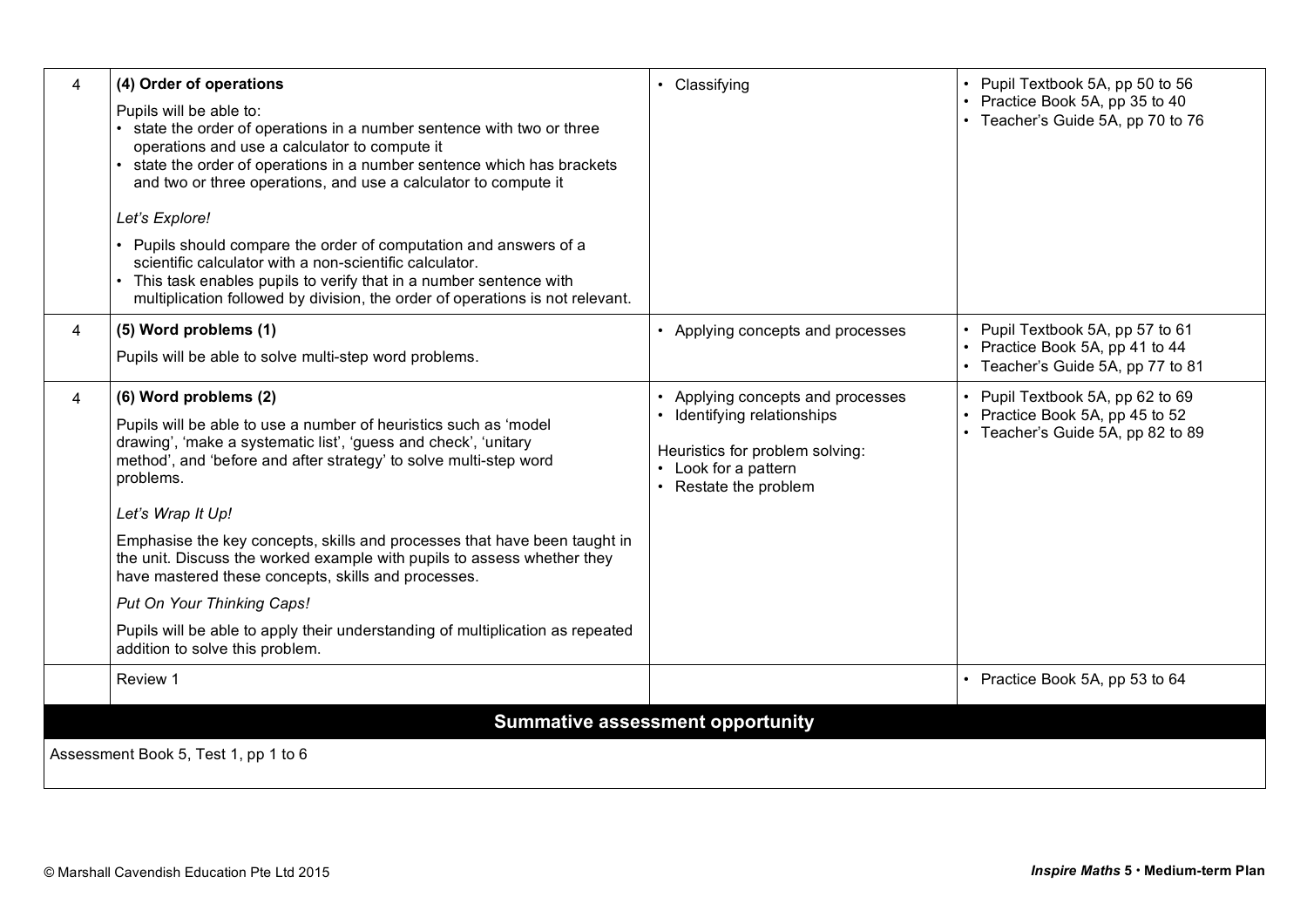| | | | |
|---|---|---|---|
| 4 | **(4) Order of operations**<br><br>Pupils will be able to:<br>• state the order of operations in a number sentence with two or three operations and use a calculator to compute it<br>• state the order of operations in a number sentence which has brackets and two or three operations, and use a calculator to compute it<br><br>*Let's Explore!*<br><br>• Pupils should compare the order of computation and answers of a scientific calculator with a non-scientific calculator.<br>• This task enables pupils to verify that in a number sentence with multiplication followed by division, the order of operations is not relevant. | • Classifying | • Pupil Textbook 5A, pp 50 to 56<br>• Practice Book 5A, pp 35 to 40<br>• Teacher's Guide 5A, pp 70 to 76 |
| 4 | **(5) Word problems (1)**<br><br>Pupils will be able to solve multi-step word problems. | • Applying concepts and processes | • Pupil Textbook 5A, pp 57 to 61<br>• Practice Book 5A, pp 41 to 44<br>• Teacher's Guide 5A, pp 77 to 81 |
| 4 | **(6) Word problems (2)**<br><br>Pupils will be able to use a number of heuristics such as 'model drawing', 'make a systematic list', 'guess and check', 'unitary method', and 'before and after strategy' to solve multi-step word problems.<br><br>*Let's Wrap It Up!*<br><br>Emphasise the key concepts, skills and processes that have been taught in the unit. Discuss the worked example with pupils to assess whether they have mastered these concepts, skills and processes.<br><br>*Put On Your Thinking Caps!*<br><br>Pupils will be able to apply their understanding of multiplication as repeated addition to solve this problem. | • Applying concepts and processes<br>• Identifying relationships<br><br>Heuristics for problem solving:<br>• Look for a pattern<br>• Restate the problem | • Pupil Textbook 5A, pp 62 to 69<br>• Practice Book 5A, pp 45 to 52<br>• Teacher's Guide 5A, pp 82 to 89 |
| | Review 1 | | • Practice Book 5A, pp 53 to 64 |

**Summative assessment opportunity**

Assessment Book 5, Test 1, pp 1 to 6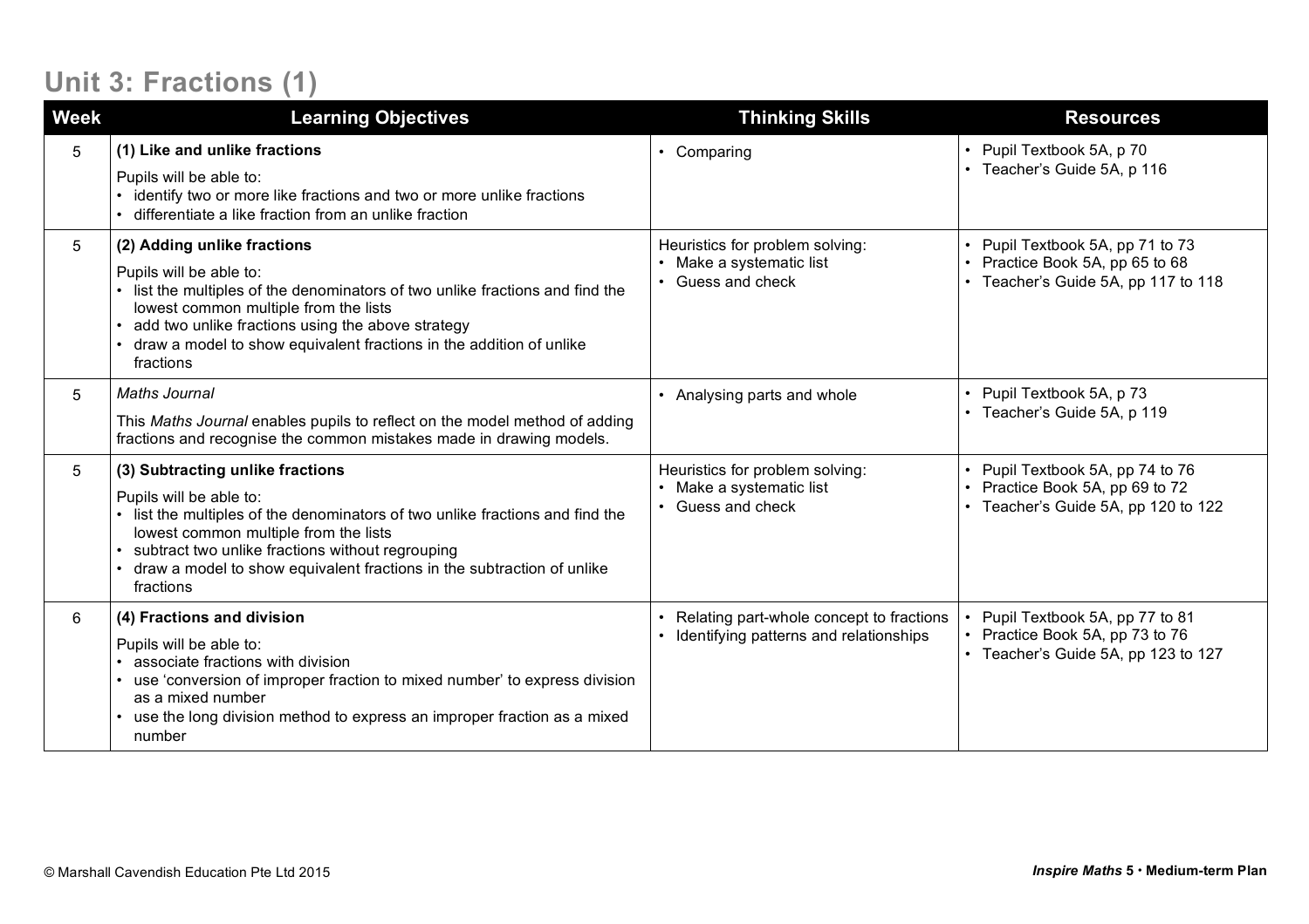# Unit 3: Fractions (1)

| Week | Learning Objectives | Thinking Skills | Resources |
|---|---|---|---|
| 5 | **(1) Like and unlike fractions**<br>Pupils will be able to:<br>• identify two or more like fractions and two or more unlike fractions<br>• differentiate a like fraction from an unlike fraction | • Comparing | • Pupil Textbook 5A, p 70<br>• Teacher's Guide 5A, p 116 |
| 5 | **(2) Adding unlike fractions**<br>Pupils will be able to:<br>• list the multiples of the denominators of two unlike fractions and find the lowest common multiple from the lists<br>• add two unlike fractions using the above strategy<br>• draw a model to show equivalent fractions in the addition of unlike fractions | Heuristics for problem solving:<br>• Make a systematic list<br>• Guess and check | • Pupil Textbook 5A, pp 71 to 73<br>• Practice Book 5A, pp 65 to 68<br>• Teacher's Guide 5A, pp 117 to 118 |
| 5 | *Maths Journal*<br>This *Maths Journal* enables pupils to reflect on the model method of adding fractions and recognise the common mistakes made in drawing models. | • Analysing parts and whole | • Pupil Textbook 5A, p 73<br>• Teacher's Guide 5A, p 119 |
| 5 | **(3) Subtracting unlike fractions**<br>Pupils will be able to:<br>• list the multiples of the denominators of two unlike fractions and find the lowest common multiple from the lists<br>• subtract two unlike fractions without regrouping<br>• draw a model to show equivalent fractions in the subtraction of unlike fractions | Heuristics for problem solving:<br>• Make a systematic list<br>• Guess and check | • Pupil Textbook 5A, pp 74 to 76<br>• Practice Book 5A, pp 69 to 72<br>• Teacher's Guide 5A, pp 120 to 122 |
| 6 | **(4) Fractions and division**<br>Pupils will be able to:<br>• associate fractions with division<br>• use 'conversion of improper fraction to mixed number' to express division as a mixed number<br>• use the long division method to express an improper fraction as a mixed number | • Relating part-whole concept to fractions<br>• Identifying patterns and relationships | • Pupil Textbook 5A, pp 77 to 81<br>• Practice Book 5A, pp 73 to 76<br>• Teacher's Guide 5A, pp 123 to 127 |

© Marshall Cavendish Education Pte Ltd 2015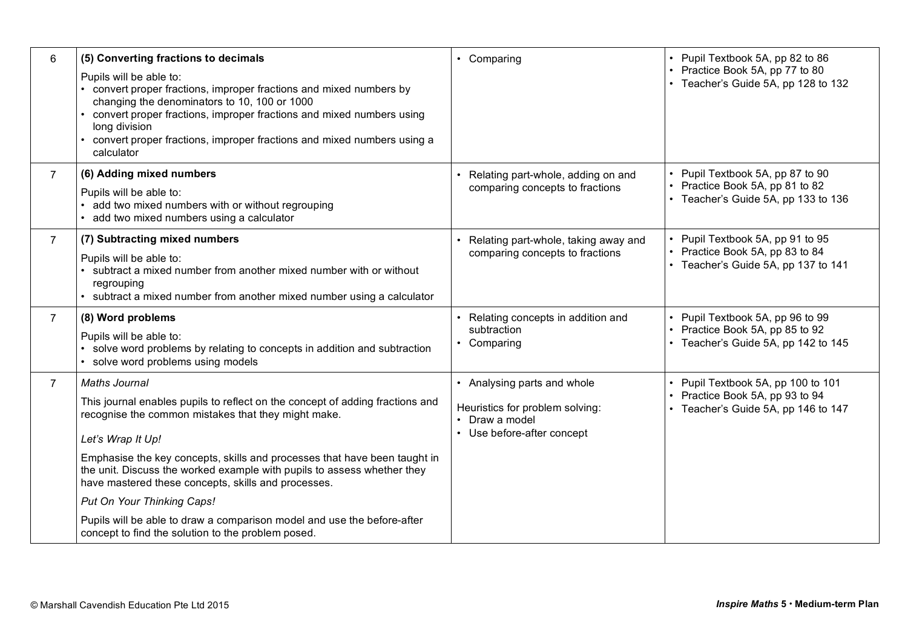| | | | |
|---|---|---|---|
| 6 | **(5) Converting fractions to decimals**<br>Pupils will be able to:<br>• convert proper fractions, improper fractions and mixed numbers by changing the denominators to 10, 100 or 1000<br>• convert proper fractions, improper fractions and mixed numbers using long division<br>• convert proper fractions, improper fractions and mixed numbers using a calculator | • Comparing | • Pupil Textbook 5A, pp 82 to 86<br>• Practice Book 5A, pp 77 to 80<br>• Teacher's Guide 5A, pp 128 to 132 |
| 7 | **(6) Adding mixed numbers**<br>Pupils will be able to:<br>• add two mixed numbers with or without regrouping<br>• add two mixed numbers using a calculator | • Relating part-whole, adding on and comparing concepts to fractions | • Pupil Textbook 5A, pp 87 to 90<br>• Practice Book 5A, pp 81 to 82<br>• Teacher's Guide 5A, pp 133 to 136 |
| 7 | **(7) Subtracting mixed numbers**<br>Pupils will be able to:<br>• subtract a mixed number from another mixed number with or without regrouping<br>• subtract a mixed number from another mixed number using a calculator | • Relating part-whole, taking away and comparing concepts to fractions | • Pupil Textbook 5A, pp 91 to 95<br>• Practice Book 5A, pp 83 to 84<br>• Teacher's Guide 5A, pp 137 to 141 |
| 7 | **(8) Word problems**<br>Pupils will be able to:<br>• solve word problems by relating to concepts in addition and subtraction<br>• solve word problems using models | • Relating concepts in addition and subtraction<br>• Comparing | • Pupil Textbook 5A, pp 96 to 99<br>• Practice Book 5A, pp 85 to 92<br>• Teacher's Guide 5A, pp 142 to 145 |
| 7 | *Maths Journal*<br>This journal enables pupils to reflect on the concept of adding fractions and recognise the common mistakes that they might make.<br>*Let's Wrap It Up!*<br>Emphasise the key concepts, skills and processes that have been taught in the unit. Discuss the worked example with pupils to assess whether they have mastered these concepts, skills and processes.<br>*Put On Your Thinking Caps!*<br>Pupils will be able to draw a comparison model and use the before-after concept to find the solution to the problem posed. | • Analysing parts and whole<br>Heuristics for problem solving:<br>• Draw a model<br>• Use before-after concept | • Pupil Textbook 5A, pp 100 to 101<br>• Practice Book 5A, pp 93 to 94<br>• Teacher's Guide 5A, pp 146 to 147 |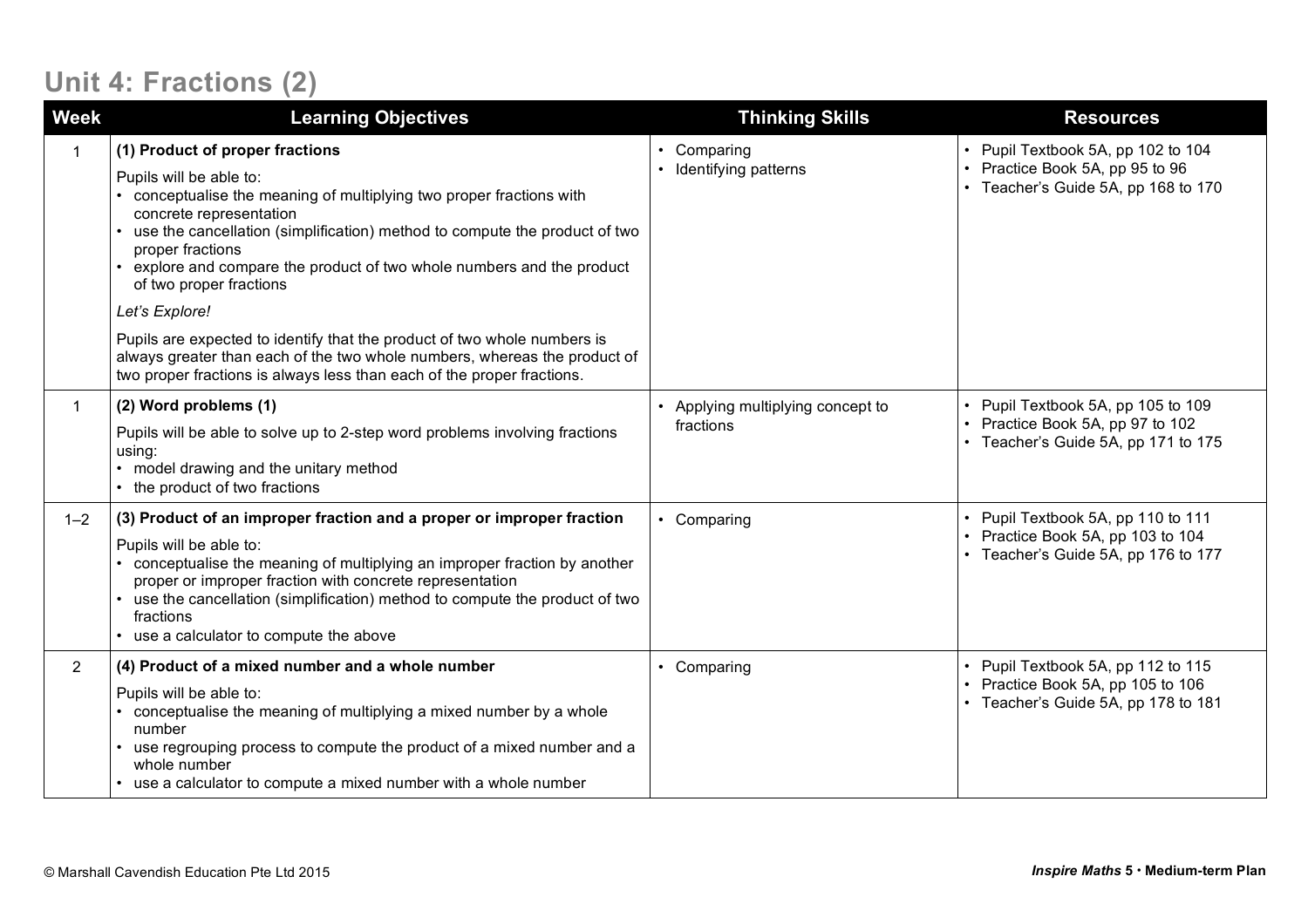# Unit 4: Fractions (2)

| Week | Learning Objectives | Thinking Skills | Resources |
|---|---|---|---|
| 1 | **(1) Product of proper fractions**<br><br>Pupils will be able to:<br>• conceptualise the meaning of multiplying two proper fractions with concrete representation<br>• use the cancellation (simplification) method to compute the product of two proper fractions<br>• explore and compare the product of two whole numbers and the product of two proper fractions<br><br>*Let's Explore!*<br><br>Pupils are expected to identify that the product of two whole numbers is always greater than each of the two whole numbers, whereas the product of two proper fractions is always less than each of the proper fractions. | • Comparing<br>• Identifying patterns | • Pupil Textbook 5A, pp 102 to 104<br>• Practice Book 5A, pp 95 to 96<br>• Teacher's Guide 5A, pp 168 to 170 |
| 1 | **(2) Word problems (1)**<br><br>Pupils will be able to solve up to 2-step word problems involving fractions using:<br>• model drawing and the unitary method<br>• the product of two fractions | • Applying multiplying concept to fractions | • Pupil Textbook 5A, pp 105 to 109<br>• Practice Book 5A, pp 97 to 102<br>• Teacher's Guide 5A, pp 171 to 175 |
| 1–2 | **(3) Product of an improper fraction and a proper or improper fraction**<br><br>Pupils will be able to:<br>• conceptualise the meaning of multiplying an improper fraction by another proper or improper fraction with concrete representation<br>• use the cancellation (simplification) method to compute the product of two fractions<br>• use a calculator to compute the above | • Comparing | • Pupil Textbook 5A, pp 110 to 111<br>• Practice Book 5A, pp 103 to 104<br>• Teacher's Guide 5A, pp 176 to 177 |
| 2 | **(4) Product of a mixed number and a whole number**<br><br>Pupils will be able to:<br>• conceptualise the meaning of multiplying a mixed number by a whole number<br>• use regrouping process to compute the product of a mixed number and a whole number<br>• use a calculator to compute a mixed number with a whole number | • Comparing | • Pupil Textbook 5A, pp 112 to 115<br>• Practice Book 5A, pp 105 to 106<br>• Teacher's Guide 5A, pp 178 to 181 |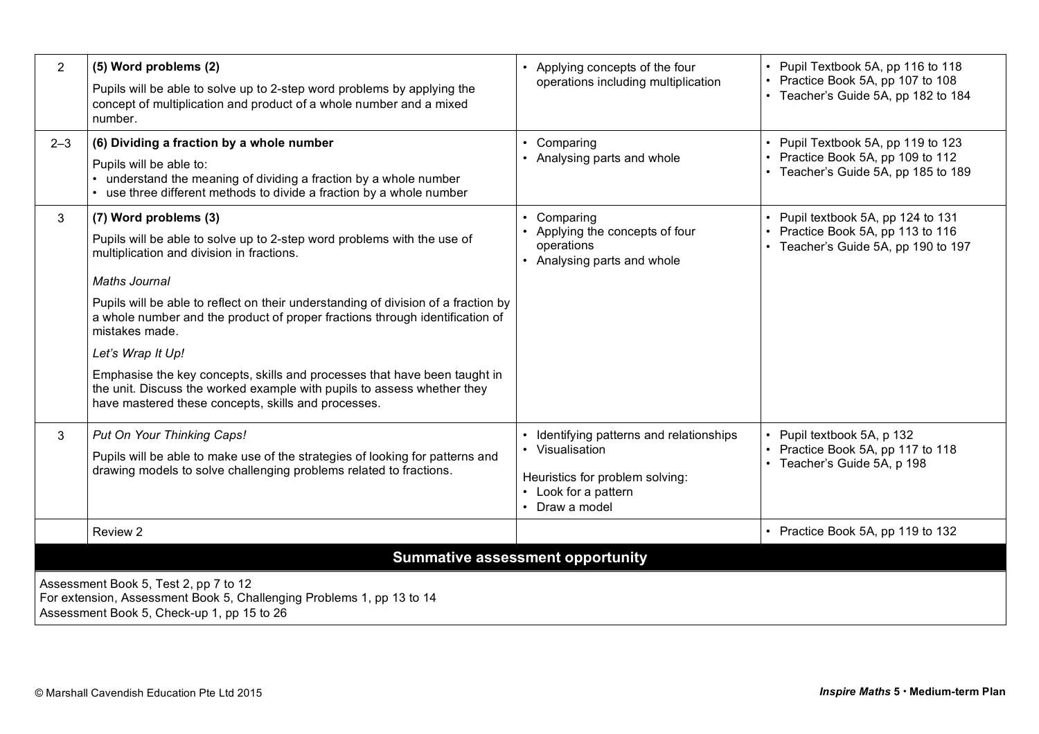| | | | |
|---|---|---|---|
| 2 | **(5) Word problems (2)**<br>Pupils will be able to solve up to 2-step word problems by applying the concept of multiplication and product of a whole number and a mixed number. | • Applying concepts of the four operations including multiplication | • Pupil Textbook 5A, pp 116 to 118<br>• Practice Book 5A, pp 107 to 108<br>• Teacher's Guide 5A, pp 182 to 184 |
| 2–3 | **(6) Dividing a fraction by a whole number**<br>Pupils will be able to:<br>• understand the meaning of dividing a fraction by a whole number<br>• use three different methods to divide a fraction by a whole number | • Comparing<br>• Analysing parts and whole | • Pupil Textbook 5A, pp 119 to 123<br>• Practice Book 5A, pp 109 to 112<br>• Teacher's Guide 5A, pp 185 to 189 |
| 3 | **(7) Word problems (3)**<br>Pupils will be able to solve up to 2-step word problems with the use of multiplication and division in fractions.<br>*Maths Journal*<br>Pupils will be able to reflect on their understanding of division of a fraction by a whole number and the product of proper fractions through identification of mistakes made.<br>*Let's Wrap It Up!*<br>Emphasise the key concepts, skills and processes that have been taught in the unit. Discuss the worked example with pupils to assess whether they have mastered these concepts, skills and processes. | • Comparing<br>• Applying the concepts of four operations<br>• Analysing parts and whole | • Pupil textbook 5A, pp 124 to 131<br>• Practice Book 5A, pp 113 to 116<br>• Teacher's Guide 5A, pp 190 to 197 |
| 3 | *Put On Your Thinking Caps!*<br>Pupils will be able to make use of the strategies of looking for patterns and drawing models to solve challenging problems related to fractions. | • Identifying patterns and relationships<br>• Visualisation<br>Heuristics for problem solving:<br>• Look for a pattern<br>• Draw a model | • Pupil textbook 5A, p 132<br>• Practice Book 5A, pp 117 to 118<br>• Teacher's Guide 5A, p 198 |
| | Review 2 | | • Practice Book 5A, pp 119 to 132 |

**Summative assessment opportunity**

Assessment Book 5, Test 2, pp 7 to 12
For extension, Assessment Book 5, Challenging Problems 1, pp 13 to 14
Assessment Book 5, Check-up 1, pp 15 to 26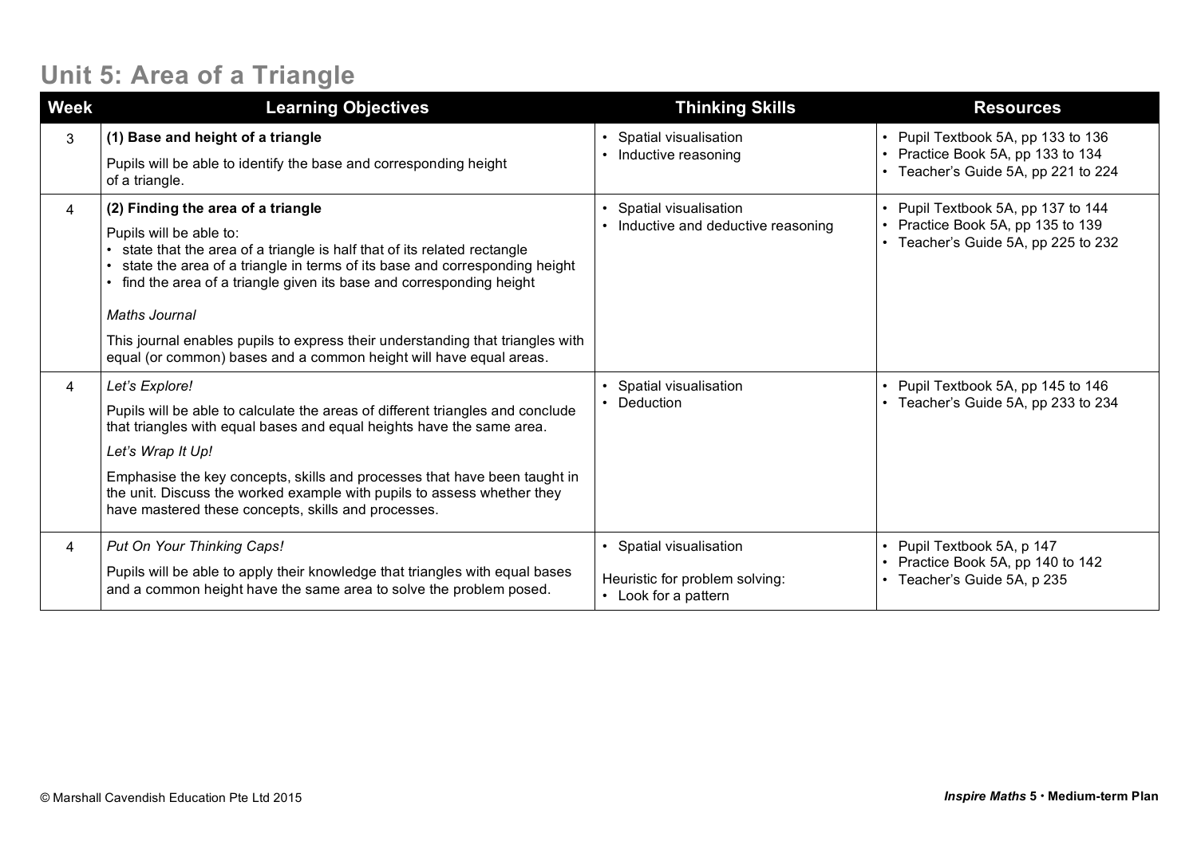# Unit 5: Area of a Triangle

| Week | Learning Objectives | Thinking Skills | Resources |
|---|---|---|---|
| 3 | **(1) Base and height of a triangle**<br>Pupils will be able to identify the base and corresponding height of a triangle. | • Spatial visualisation<br>• Inductive reasoning | • Pupil Textbook 5A, pp 133 to 136<br>• Practice Book 5A, pp 133 to 134<br>• Teacher's Guide 5A, pp 221 to 224 |
| 4 | **(2) Finding the area of a triangle**<br>Pupils will be able to:<br>• state that the area of a triangle is half that of its related rectangle<br>• state the area of a triangle in terms of its base and corresponding height<br>• find the area of a triangle given its base and corresponding height<br>*Maths Journal*<br>This journal enables pupils to express their understanding that triangles with equal (or common) bases and a common height will have equal areas. | • Spatial visualisation<br>• Inductive and deductive reasoning | • Pupil Textbook 5A, pp 137 to 144<br>• Practice Book 5A, pp 135 to 139<br>• Teacher's Guide 5A, pp 225 to 232 |
| 4 | *Let's Explore!*<br>Pupils will be able to calculate the areas of different triangles and conclude that triangles with equal bases and equal heights have the same area.<br>*Let's Wrap It Up!*<br>Emphasise the key concepts, skills and processes that have been taught in the unit. Discuss the worked example with pupils to assess whether they have mastered these concepts, skills and processes. | • Spatial visualisation<br>• Deduction | • Pupil Textbook 5A, pp 145 to 146<br>• Teacher's Guide 5A, pp 233 to 234 |
| 4 | *Put On Your Thinking Caps!*<br>Pupils will be able to apply their knowledge that triangles with equal bases and a common height have the same area to solve the problem posed. | • Spatial visualisation<br>Heuristic for problem solving:<br>• Look for a pattern | • Pupil Textbook 5A, p 147<br>• Practice Book 5A, pp 140 to 142<br>• Teacher's Guide 5A, p 235 |

© Marshall Cavendish Education Pte Ltd 2015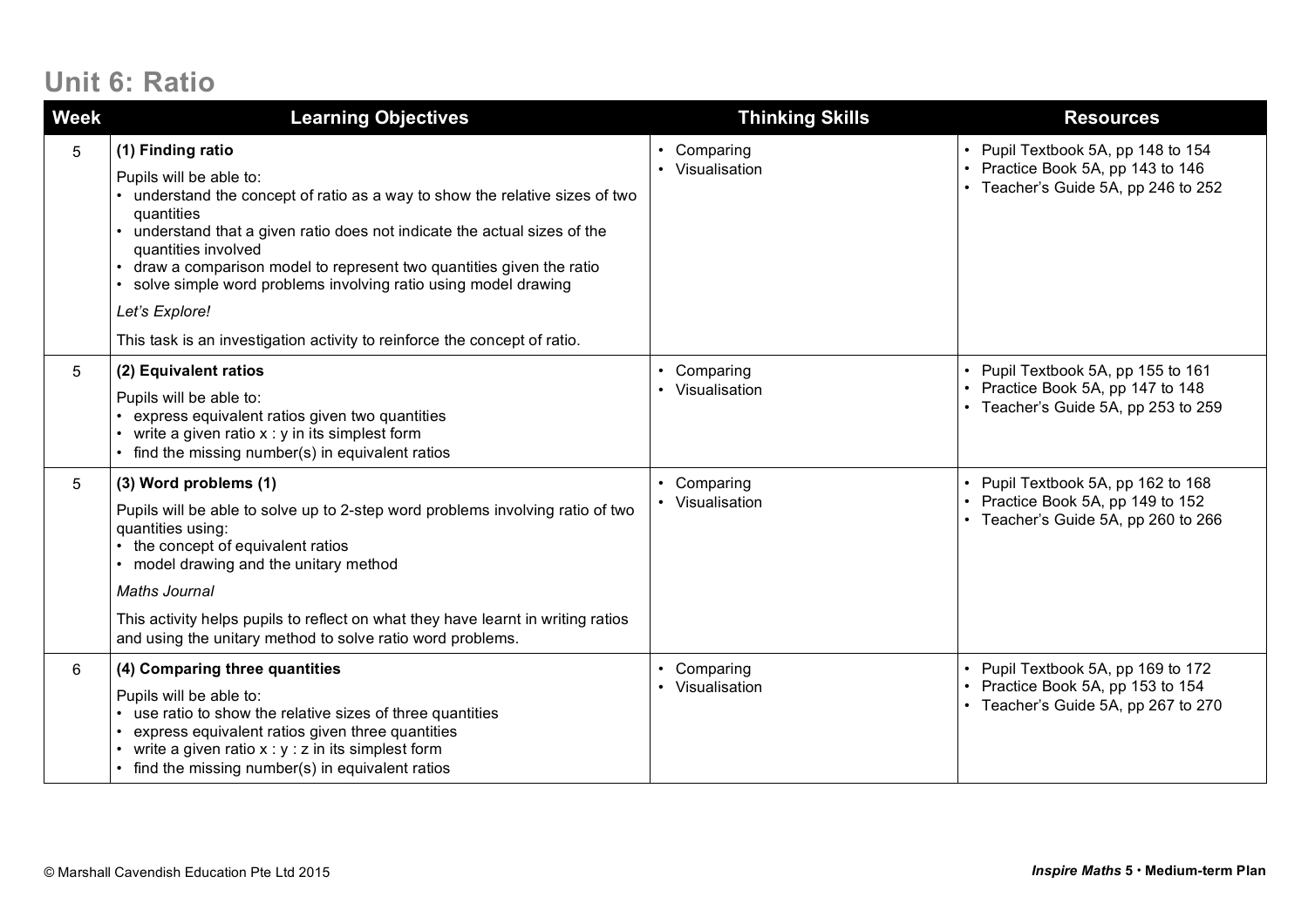# Unit 6: Ratio

| Week | Learning Objectives | Thinking Skills | Resources |
|---|---|---|---|
| 5 | **(1) Finding ratio**<br><br>Pupils will be able to:<br>• understand the concept of ratio as a way to show the relative sizes of two quantities<br>• understand that a given ratio does not indicate the actual sizes of the quantities involved<br>• draw a comparison model to represent two quantities given the ratio<br>• solve simple word problems involving ratio using model drawing<br><br>*Let's Explore!*<br><br>This task is an investigation activity to reinforce the concept of ratio. | • Comparing<br>• Visualisation | • Pupil Textbook 5A, pp 148 to 154<br>• Practice Book 5A, pp 143 to 146<br>• Teacher's Guide 5A, pp 246 to 252 |
| 5 | **(2) Equivalent ratios**<br><br>Pupils will be able to:<br>• express equivalent ratios given two quantities<br>• write a given ratio x : y in its simplest form<br>• find the missing number(s) in equivalent ratios | • Comparing<br>• Visualisation | • Pupil Textbook 5A, pp 155 to 161<br>• Practice Book 5A, pp 147 to 148<br>• Teacher's Guide 5A, pp 253 to 259 |
| 5 | **(3) Word problems (1)**<br><br>Pupils will be able to solve up to 2-step word problems involving ratio of two quantities using:<br>• the concept of equivalent ratios<br>• model drawing and the unitary method<br><br>*Maths Journal*<br><br>This activity helps pupils to reflect on what they have learnt in writing ratios and using the unitary method to solve ratio word problems. | • Comparing<br>• Visualisation | • Pupil Textbook 5A, pp 162 to 168<br>• Practice Book 5A, pp 149 to 152<br>• Teacher's Guide 5A, pp 260 to 266 |
| 6 | **(4) Comparing three quantities**<br><br>Pupils will be able to:<br>• use ratio to show the relative sizes of three quantities<br>• express equivalent ratios given three quantities<br>• write a given ratio x : y : z in its simplest form<br>• find the missing number(s) in equivalent ratios | • Comparing<br>• Visualisation | • Pupil Textbook 5A, pp 169 to 172<br>• Practice Book 5A, pp 153 to 154<br>• Teacher's Guide 5A, pp 267 to 270 |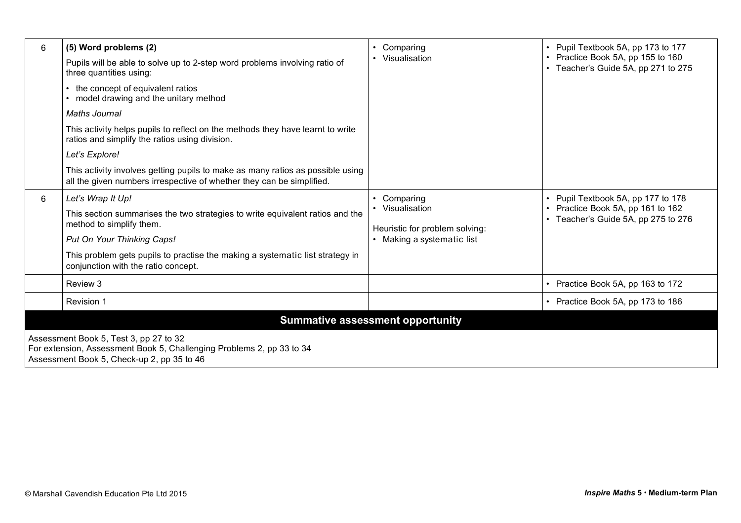| | | | |
|---|---|---|---|
| 6 | **(5) Word problems (2)**<br>Pupils will be able to solve up to 2-step word problems involving ratio of three quantities using:<br>• the concept of equivalent ratios<br>• model drawing and the unitary method<br>*Maths Journal*<br>This activity helps pupils to reflect on the methods they have learnt to write ratios and simplify the ratios using division.<br>*Let's Explore!*<br>This activity involves getting pupils to make as many ratios as possible using all the given numbers irrespective of whether they can be simplified. | • Comparing<br>• Visualisation | • Pupil Textbook 5A, pp 173 to 177<br>• Practice Book 5A, pp 155 to 160<br>• Teacher's Guide 5A, pp 271 to 275 |
| 6 | *Let's Wrap It Up!*<br>This section summarises the two strategies to write equivalent ratios and the method to simplify them.<br>*Put On Your Thinking Caps!*<br>This problem gets pupils to practise the making a systematic list strategy in conjunction with the ratio concept. | • Comparing<br>• Visualisation<br>Heuristic for problem solving:<br>• Making a systematic list | • Pupil Textbook 5A, pp 177 to 178<br>• Practice Book 5A, pp 161 to 162<br>• Teacher's Guide 5A, pp 275 to 276 |
| | Review 3 | | • Practice Book 5A, pp 163 to 172 |
| | Revision 1 | | • Practice Book 5A, pp 173 to 186 |

**Summative assessment opportunity**

Assessment Book 5, Test 3, pp 27 to 32
For extension, Assessment Book 5, Challenging Problems 2, pp 33 to 34
Assessment Book 5, Check-up 2, pp 35 to 46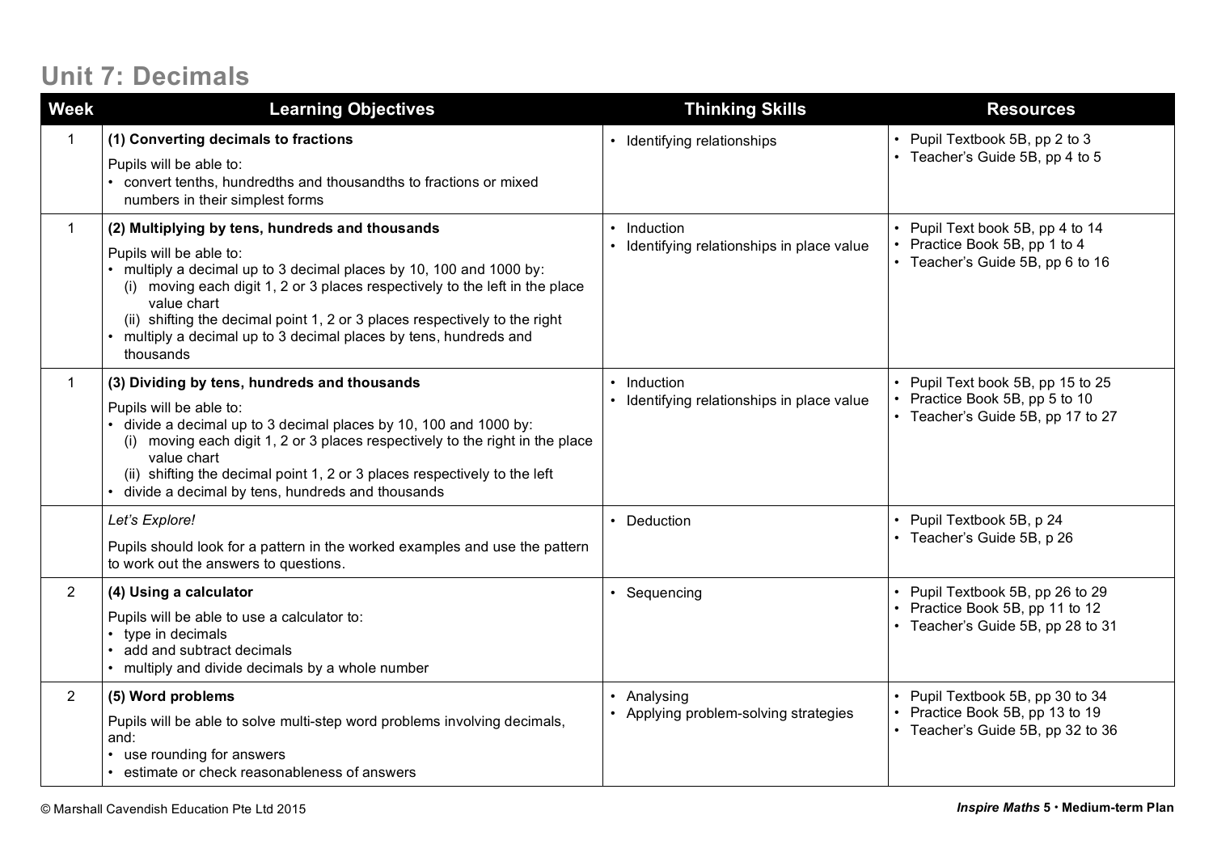# Unit 7: Decimals

| Week | Learning Objectives | Thinking Skills | Resources |
|---|---|---|---|
| 1 | **(1) Converting decimals to fractions**<br>Pupils will be able to:<br>• convert tenths, hundredths and thousandths to fractions or mixed numbers in their simplest forms | • Identifying relationships | • Pupil Textbook 5B, pp 2 to 3<br>• Teacher's Guide 5B, pp 4 to 5 |
| 1 | **(2) Multiplying by tens, hundreds and thousands**<br>Pupils will be able to:<br>• multiply a decimal up to 3 decimal places by 10, 100 and 1000 by:<br>(i) moving each digit 1, 2 or 3 places respectively to the left in the place value chart<br>(ii) shifting the decimal point 1, 2 or 3 places respectively to the right<br>• multiply a decimal up to 3 decimal places by tens, hundreds and thousands | • Induction<br>• Identifying relationships in place value | • Pupil Text book 5B, pp 4 to 14<br>• Practice Book 5B, pp 1 to 4<br>• Teacher's Guide 5B, pp 6 to 16 |
| 1 | **(3) Dividing by tens, hundreds and thousands**<br>Pupils will be able to:<br>• divide a decimal up to 3 decimal places by 10, 100 and 1000 by:<br>(i) moving each digit 1, 2 or 3 places respectively to the right in the place value chart<br>(ii) shifting the decimal point 1, 2 or 3 places respectively to the left<br>• divide a decimal by tens, hundreds and thousands | • Induction<br>• Identifying relationships in place value | • Pupil Text book 5B, pp 15 to 25<br>• Practice Book 5B, pp 5 to 10<br>• Teacher's Guide 5B, pp 17 to 27 |
| | *Let's Explore!*<br>Pupils should look for a pattern in the worked examples and use the pattern to work out the answers to questions. | • Deduction | • Pupil Textbook 5B, p 24<br>• Teacher's Guide 5B, p 26 |
| 2 | **(4) Using a calculator**<br>Pupils will be able to use a calculator to:<br>• type in decimals<br>• add and subtract decimals<br>• multiply and divide decimals by a whole number | • Sequencing | • Pupil Textbook 5B, pp 26 to 29<br>• Practice Book 5B, pp 11 to 12<br>• Teacher's Guide 5B, pp 28 to 31 |
| 2 | **(5) Word problems**<br>Pupils will be able to solve multi-step word problems involving decimals, and:<br>• use rounding for answers<br>• estimate or check reasonableness of answers | • Analysing<br>• Applying problem-solving strategies | • Pupil Textbook 5B, pp 30 to 34<br>• Practice Book 5B, pp 13 to 19<br>• Teacher's Guide 5B, pp 32 to 36 |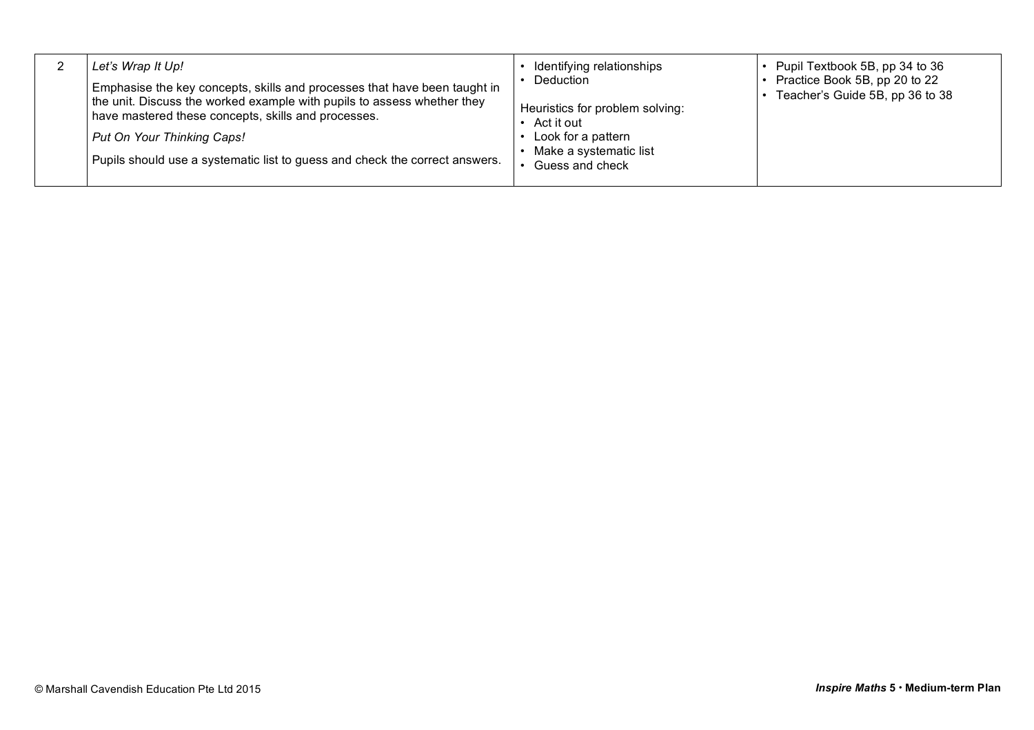| | | | |
|---|---|---|---|
| 2 | *Let's Wrap It Up!*<br>Emphasise the key concepts, skills and processes that have been taught in the unit. Discuss the worked example with pupils to assess whether they have mastered these concepts, skills and processes.<br>*Put On Your Thinking Caps!*<br>Pupils should use a systematic list to guess and check the correct answers. | • Identifying relationships<br>• Deduction<br><br>Heuristics for problem solving:<br>• Act it out<br>• Look for a pattern<br>• Make a systematic list<br>• Guess and check | • Pupil Textbook 5B, pp 34 to 36<br>• Practice Book 5B, pp 20 to 22<br>• Teacher's Guide 5B, pp 36 to 38 |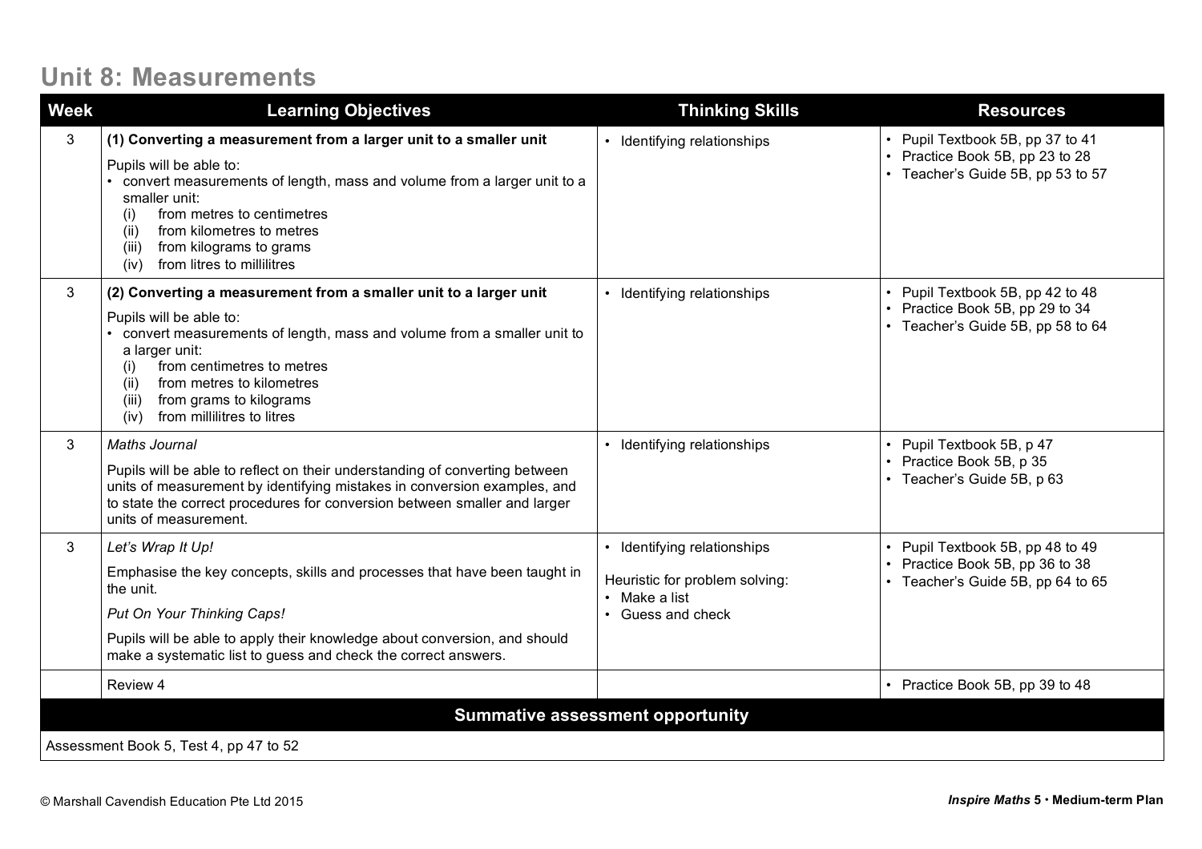# Unit 8: Measurements

| Week | Learning Objectives | Thinking Skills | Resources |
|---|---|---|---|
| 3 | **(1) Converting a measurement from a larger unit to a smaller unit**<br><br>Pupils will be able to:<br>• convert measurements of length, mass and volume from a larger unit to a smaller unit:<br>(i) from metres to centimetres<br>(ii) from kilometres to metres<br>(iii) from kilograms to grams<br>(iv) from litres to millilitres | • Identifying relationships | • Pupil Textbook 5B, pp 37 to 41<br>• Practice Book 5B, pp 23 to 28<br>• Teacher's Guide 5B, pp 53 to 57 |
| 3 | **(2) Converting a measurement from a smaller unit to a larger unit**<br><br>Pupils will be able to:<br>• convert measurements of length, mass and volume from a smaller unit to a larger unit:<br>(i) from centimetres to metres<br>(ii) from metres to kilometres<br>(iii) from grams to kilograms<br>(iv) from millilitres to litres | • Identifying relationships | • Pupil Textbook 5B, pp 42 to 48<br>• Practice Book 5B, pp 29 to 34<br>• Teacher's Guide 5B, pp 58 to 64 |
| 3 | *Maths Journal*<br><br>Pupils will be able to reflect on their understanding of converting between units of measurement by identifying mistakes in conversion examples, and to state the correct procedures for conversion between smaller and larger units of measurement. | • Identifying relationships | • Pupil Textbook 5B, p 47<br>• Practice Book 5B, p 35<br>• Teacher's Guide 5B, p 63 |
| 3 | *Let's Wrap It Up!*<br><br>Emphasise the key concepts, skills and processes that have been taught in the unit.<br><br>*Put On Your Thinking Caps!*<br><br>Pupils will be able to apply their knowledge about conversion, and should make a systematic list to guess and check the correct answers. | • Identifying relationships<br><br>Heuristic for problem solving:<br>• Make a list<br>• Guess and check | • Pupil Textbook 5B, pp 48 to 49<br>• Practice Book 5B, pp 36 to 38<br>• Teacher's Guide 5B, pp 64 to 65 |
| | Review 4 | | • Practice Book 5B, pp 39 to 48 |

**Summative assessment opportunity**

Assessment Book 5, Test 4, pp 47 to 52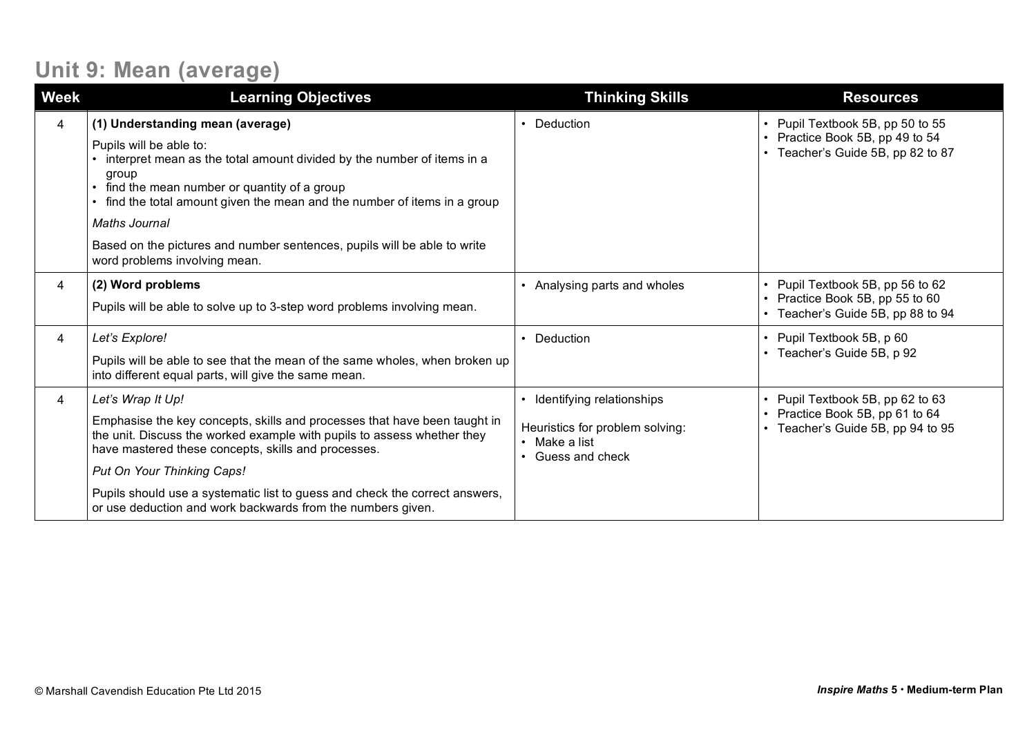## Unit 9: Mean (average)

| Week | Learning Objectives | Thinking Skills | Resources |
|---|---|---|---|
| 4 | **(1) Understanding mean (average)**<br><br>Pupils will be able to:<br>• interpret mean as the total amount divided by the number of items in a group<br>• find the mean number or quantity of a group<br>• find the total amount given the mean and the number of items in a group<br><br>*Maths Journal*<br><br>Based on the pictures and number sentences, pupils will be able to write word problems involving mean. | • Deduction | • Pupil Textbook 5B, pp 50 to 55<br>• Practice Book 5B, pp 49 to 54<br>• Teacher's Guide 5B, pp 82 to 87 |
| 4 | **(2) Word problems**<br><br>Pupils will be able to solve up to 3-step word problems involving mean. | • Analysing parts and wholes | • Pupil Textbook 5B, pp 56 to 62<br>• Practice Book 5B, pp 55 to 60<br>• Teacher's Guide 5B, pp 88 to 94 |
| 4 | *Let's Explore!*<br><br>Pupils will be able to see that the mean of the same wholes, when broken up into different equal parts, will give the same mean. | • Deduction | • Pupil Textbook 5B, p 60<br>• Teacher's Guide 5B, p 92 |
| 4 | *Let's Wrap It Up!*<br><br>Emphasise the key concepts, skills and processes that have been taught in the unit. Discuss the worked example with pupils to assess whether they have mastered these concepts, skills and processes.<br><br>*Put On Your Thinking Caps!*<br><br>Pupils should use a systematic list to guess and check the correct answers, or use deduction and work backwards from the numbers given. | • Identifying relationships<br><br>Heuristics for problem solving:<br>• Make a list<br>• Guess and check | • Pupil Textbook 5B, pp 62 to 63<br>• Practice Book 5B, pp 61 to 64<br>• Teacher's Guide 5B, pp 94 to 95 |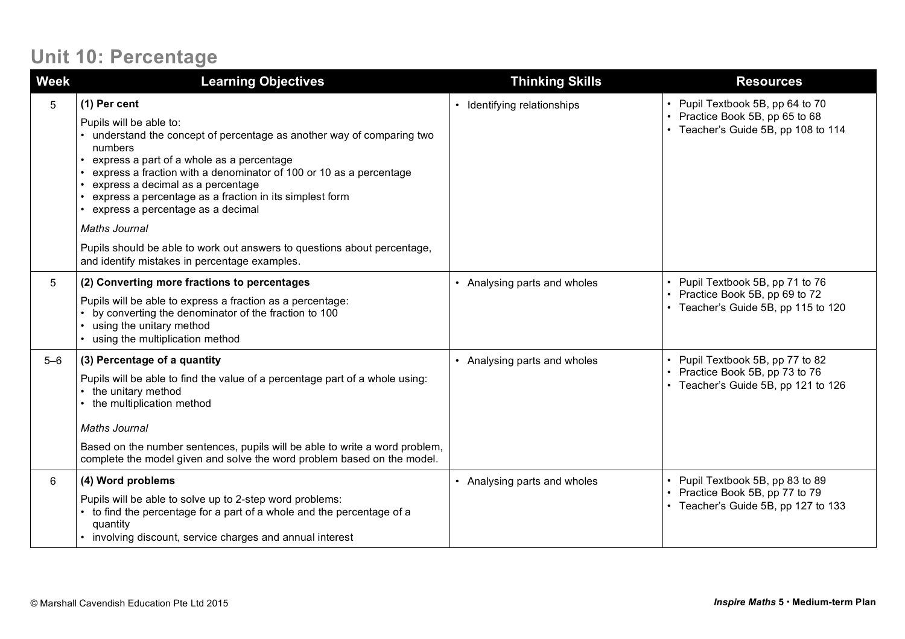# Unit 10: Percentage

| Week | Learning Objectives | Thinking Skills | Resources |
|---|---|---|---|
| 5 | **(1) Per cent**<br><br>Pupils will be able to:<br>• understand the concept of percentage as another way of comparing two numbers<br>• express a part of a whole as a percentage<br>• express a fraction with a denominator of 100 or 10 as a percentage<br>• express a decimal as a percentage<br>• express a percentage as a fraction in its simplest form<br>• express a percentage as a decimal<br><br>*Maths Journal*<br><br>Pupils should be able to work out answers to questions about percentage, and identify mistakes in percentage examples. | • Identifying relationships | • Pupil Textbook 5B, pp 64 to 70<br>• Practice Book 5B, pp 65 to 68<br>• Teacher's Guide 5B, pp 108 to 114 |
| 5 | **(2) Converting more fractions to percentages**<br><br>Pupils will be able to express a fraction as a percentage:<br>• by converting the denominator of the fraction to 100<br>• using the unitary method<br>• using the multiplication method | • Analysing parts and wholes | • Pupil Textbook 5B, pp 71 to 76<br>• Practice Book 5B, pp 69 to 72<br>• Teacher's Guide 5B, pp 115 to 120 |
| 5–6 | **(3) Percentage of a quantity**<br><br>Pupils will be able to find the value of a percentage part of a whole using:<br>• the unitary method<br>• the multiplication method<br><br>*Maths Journal*<br><br>Based on the number sentences, pupils will be able to write a word problem, complete the model given and solve the word problem based on the model. | • Analysing parts and wholes | • Pupil Textbook 5B, pp 77 to 82<br>• Practice Book 5B, pp 73 to 76<br>• Teacher's Guide 5B, pp 121 to 126 |
| 6 | **(4) Word problems**<br><br>Pupils will be able to solve up to 2-step word problems:<br>• to find the percentage for a part of a whole and the percentage of a quantity<br>• involving discount, service charges and annual interest | • Analysing parts and wholes | • Pupil Textbook 5B, pp 83 to 89<br>• Practice Book 5B, pp 77 to 79<br>• Teacher's Guide 5B, pp 127 to 133 |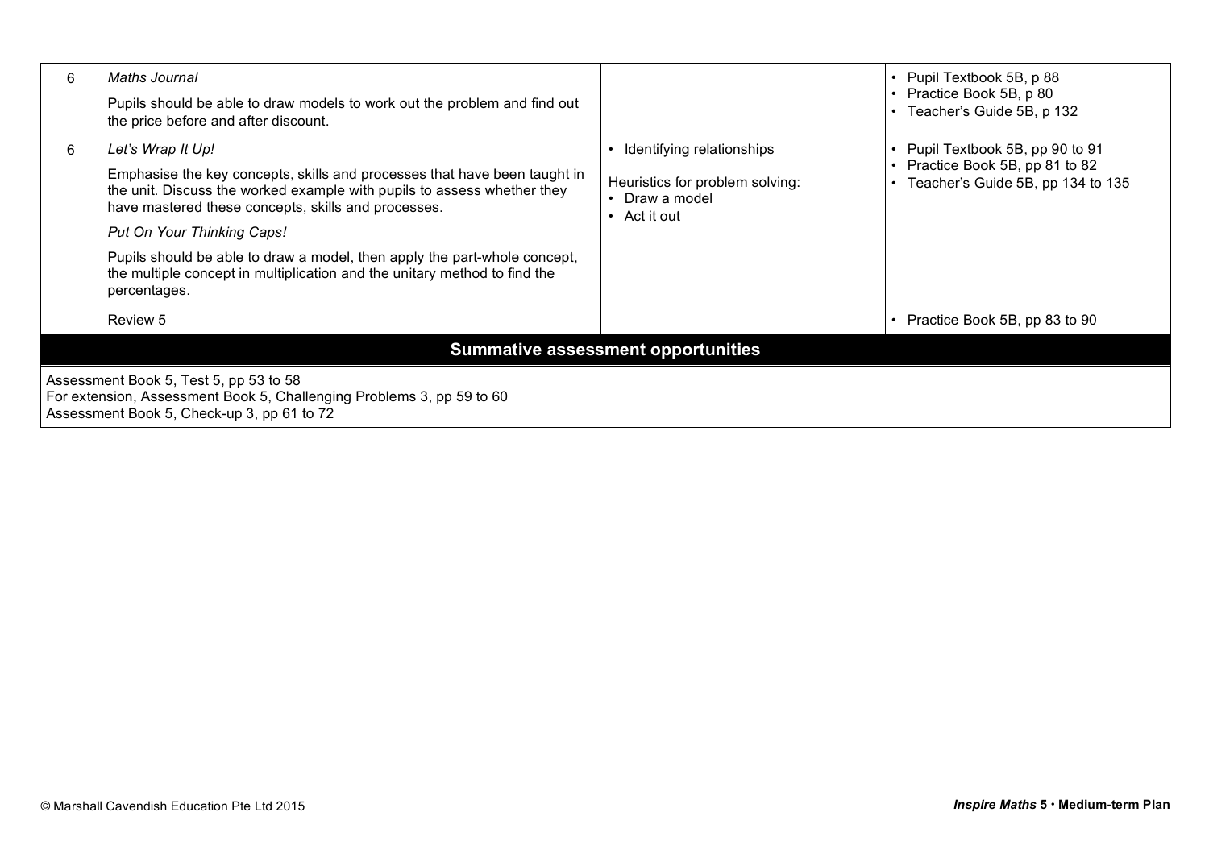| | | | |
|---|---|---|---|
| 6 | *Maths Journal*<br><br>Pupils should be able to draw models to work out the problem and find out the price before and after discount. | | • Pupil Textbook 5B, p 88<br>• Practice Book 5B, p 80<br>• Teacher's Guide 5B, p 132 |
| 6 | *Let's Wrap It Up!*<br><br>Emphasise the key concepts, skills and processes that have been taught in the unit. Discuss the worked example with pupils to assess whether they have mastered these concepts, skills and processes.<br><br>*Put On Your Thinking Caps!*<br><br>Pupils should be able to draw a model, then apply the part-whole concept, the multiple concept in multiplication and the unitary method to find the percentages. | • Identifying relationships<br><br>Heuristics for problem solving:<br>• Draw a model<br>• Act it out | • Pupil Textbook 5B, pp 90 to 91<br>• Practice Book 5B, pp 81 to 82<br>• Teacher's Guide 5B, pp 134 to 135 |
| | Review 5 | | • Practice Book 5B, pp 83 to 90 |

**Summative assessment opportunities**

Assessment Book 5, Test 5, pp 53 to 58
For extension, Assessment Book 5, Challenging Problems 3, pp 59 to 60
Assessment Book 5, Check-up 3, pp 61 to 72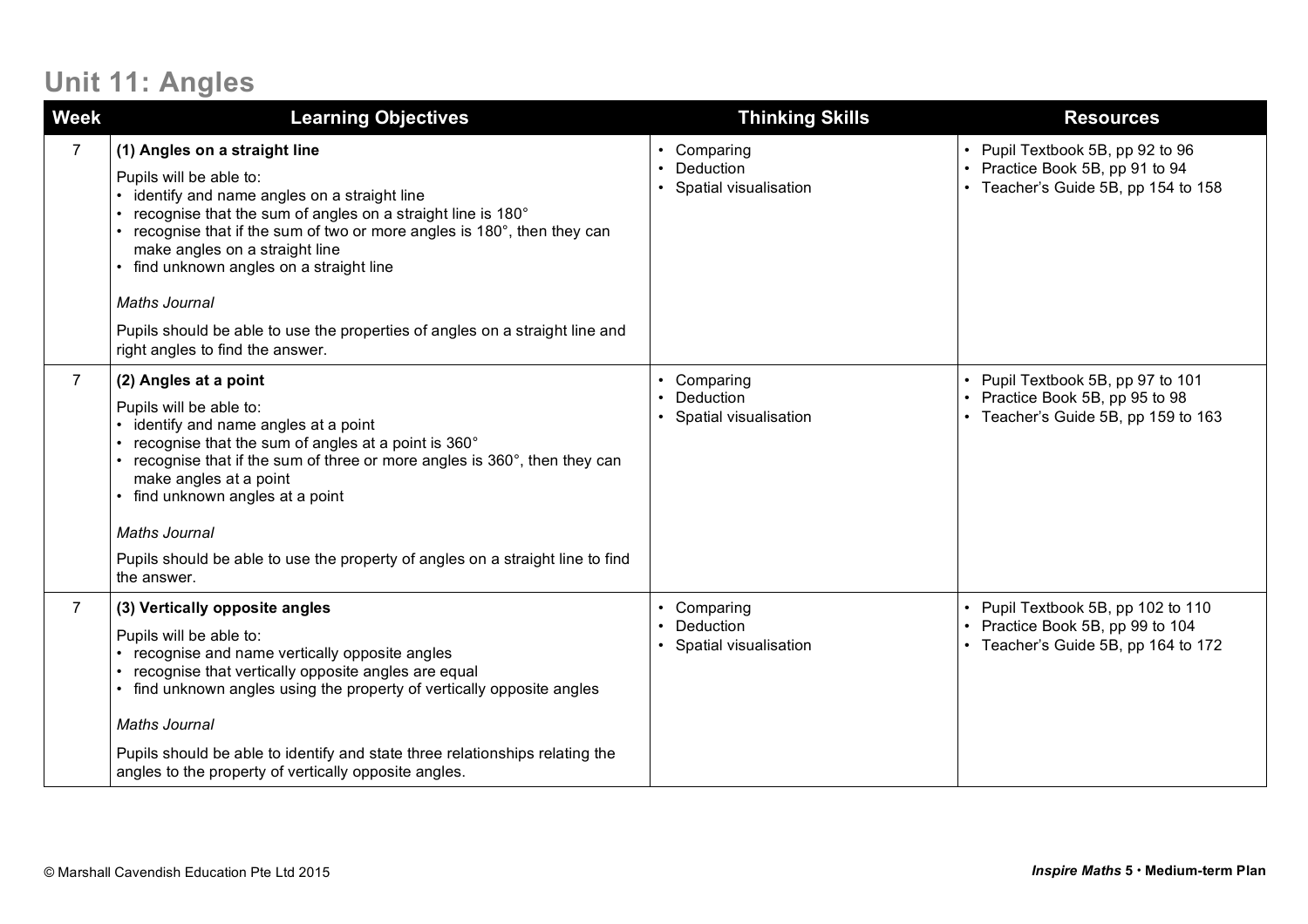# Unit 11: Angles

| Week | Learning Objectives | Thinking Skills | Resources |
|---|---|---|---|
| 7 | **(1) Angles on a straight line**<br><br>Pupils will be able to:<br>• identify and name angles on a straight line<br>• recognise that the sum of angles on a straight line is 180°<br>• recognise that if the sum of two or more angles is 180°, then they can make angles on a straight line<br>• find unknown angles on a straight line<br><br>*Maths Journal*<br><br>Pupils should be able to use the properties of angles on a straight line and right angles to find the answer. | • Comparing<br>• Deduction<br>• Spatial visualisation | • Pupil Textbook 5B, pp 92 to 96<br>• Practice Book 5B, pp 91 to 94<br>• Teacher's Guide 5B, pp 154 to 158 |
| 7 | **(2) Angles at a point**<br><br>Pupils will be able to:<br>• identify and name angles at a point<br>• recognise that the sum of angles at a point is 360°<br>• recognise that if the sum of three or more angles is 360°, then they can make angles at a point<br>• find unknown angles at a point<br><br>*Maths Journal*<br><br>Pupils should be able to use the property of angles on a straight line to find the answer. | • Comparing<br>• Deduction<br>• Spatial visualisation | • Pupil Textbook 5B, pp 97 to 101<br>• Practice Book 5B, pp 95 to 98<br>• Teacher's Guide 5B, pp 159 to 163 |
| 7 | **(3) Vertically opposite angles**<br><br>Pupils will be able to:<br>• recognise and name vertically opposite angles<br>• recognise that vertically opposite angles are equal<br>• find unknown angles using the property of vertically opposite angles<br><br>*Maths Journal*<br><br>Pupils should be able to identify and state three relationships relating the angles to the property of vertically opposite angles. | • Comparing<br>• Deduction<br>• Spatial visualisation | • Pupil Textbook 5B, pp 102 to 110<br>• Practice Book 5B, pp 99 to 104<br>• Teacher's Guide 5B, pp 164 to 172 |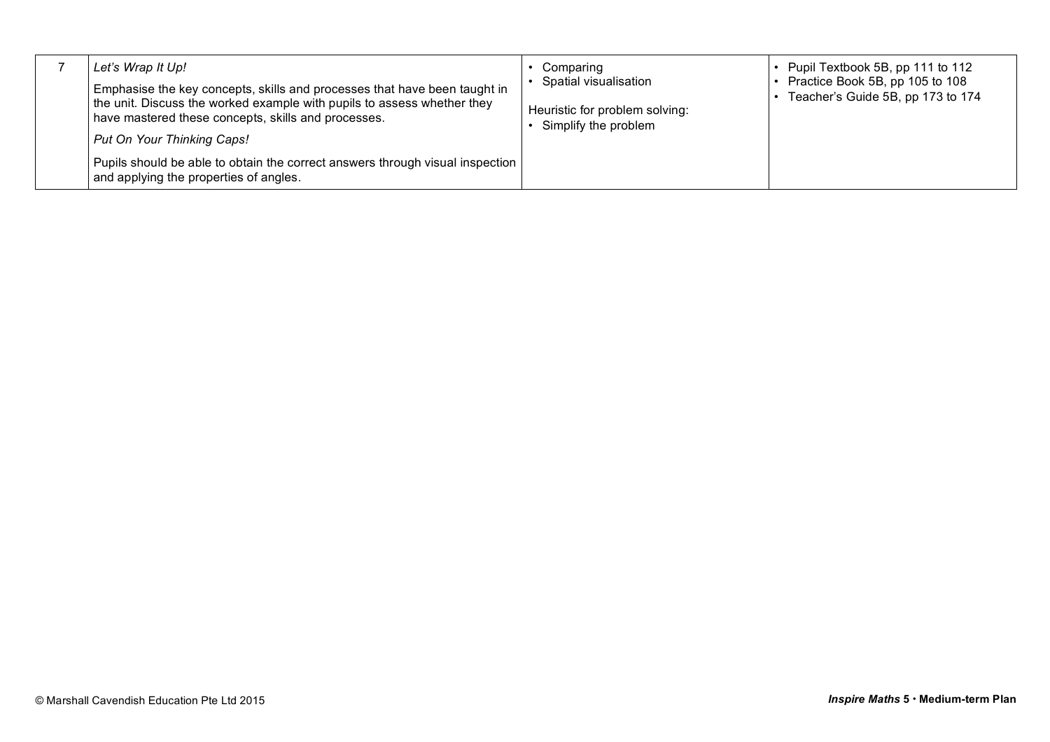| | | | |
|---|---|---|---|
| 7 | *Let's Wrap It Up!*<br>Emphasise the key concepts, skills and processes that have been taught in the unit. Discuss the worked example with pupils to assess whether they have mastered these concepts, skills and processes.<br>*Put On Your Thinking Caps!*<br>Pupils should be able to obtain the correct answers through visual inspection and applying the properties of angles. | • Comparing<br>• Spatial visualisation<br><br>Heuristic for problem solving:<br>• Simplify the problem | • Pupil Textbook 5B, pp 111 to 112<br>• Practice Book 5B, pp 105 to 108<br>• Teacher's Guide 5B, pp 173 to 174 |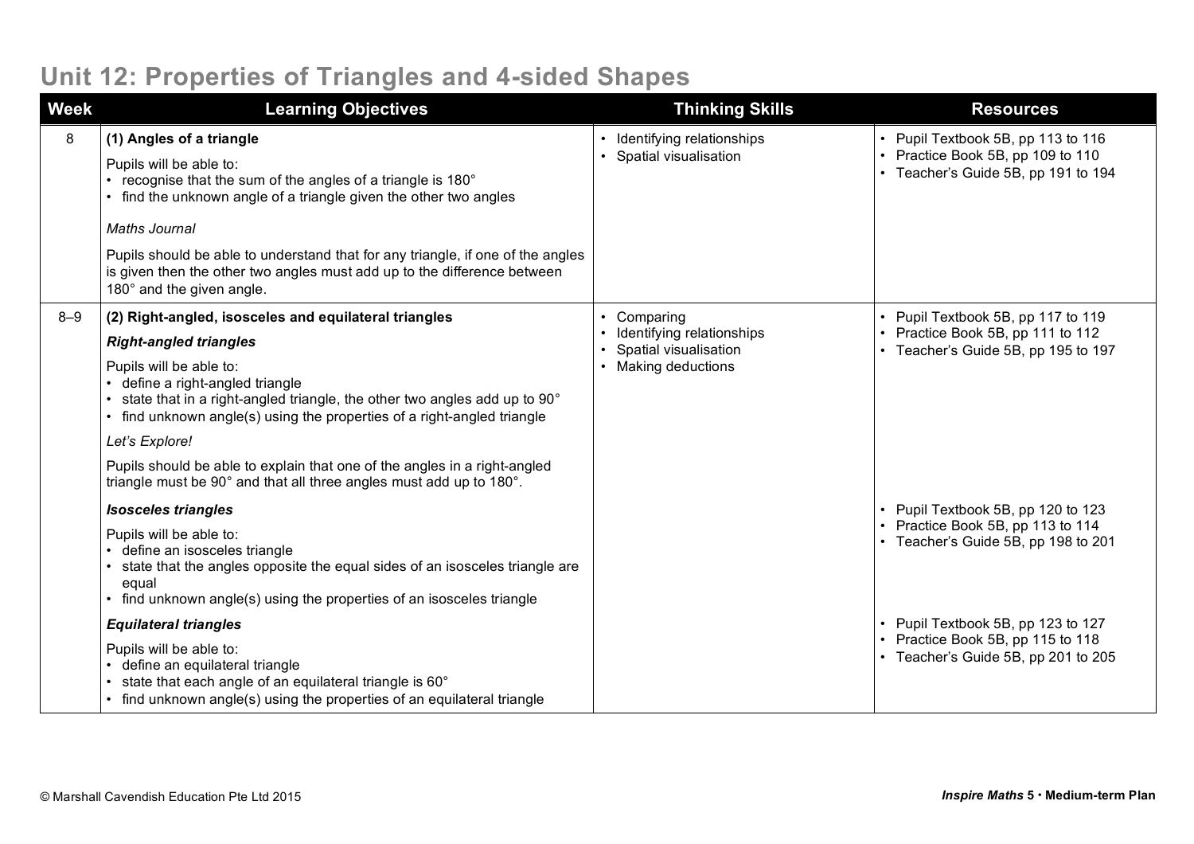# Unit 12: Properties of Triangles and 4-sided Shapes

| Week | Learning Objectives | Thinking Skills | Resources |
|---|---|---|---|
| 8 | **(1) Angles of a triangle**<br><br>Pupils will be able to:<br>• recognise that the sum of the angles of a triangle is 180°<br>• find the unknown angle of a triangle given the other two angles<br><br>*Maths Journal*<br><br>Pupils should be able to understand that for any triangle, if one of the angles is given then the other two angles must add up to the difference between 180° and the given angle. | • Identifying relationships<br>• Spatial visualisation | • Pupil Textbook 5B, pp 113 to 116<br>• Practice Book 5B, pp 109 to 110<br>• Teacher's Guide 5B, pp 191 to 194 |
| 8–9 | **(2) Right-angled, isosceles and equilateral triangles**<br><br>***Right-angled triangles***<br><br>Pupils will be able to:<br>• define a right-angled triangle<br>• state that in a right-angled triangle, the other two angles add up to 90°<br>• find unknown angle(s) using the properties of a right-angled triangle<br><br>*Let's Explore!*<br><br>Pupils should be able to explain that one of the angles in a right-angled triangle must be 90° and that all three angles must add up to 180°. | • Comparing<br>• Identifying relationships<br>• Spatial visualisation<br>• Making deductions | • Pupil Textbook 5B, pp 117 to 119<br>• Practice Book 5B, pp 111 to 112<br>• Teacher's Guide 5B, pp 195 to 197 |
| | ***Isosceles triangles***<br><br>Pupils will be able to:<br>• define an isosceles triangle<br>• state that the angles opposite the equal sides of an isosceles triangle are equal<br>• find unknown angle(s) using the properties of an isosceles triangle | | • Pupil Textbook 5B, pp 120 to 123<br>• Practice Book 5B, pp 113 to 114<br>• Teacher's Guide 5B, pp 198 to 201 |
| | ***Equilateral triangles***<br><br>Pupils will be able to:<br>• define an equilateral triangle<br>• state that each angle of an equilateral triangle is 60°<br>• find unknown angle(s) using the properties of an equilateral triangle | | • Pupil Textbook 5B, pp 123 to 127<br>• Practice Book 5B, pp 115 to 118<br>• Teacher's Guide 5B, pp 201 to 205 |

© Marshall Cavendish Education Pte Ltd 2015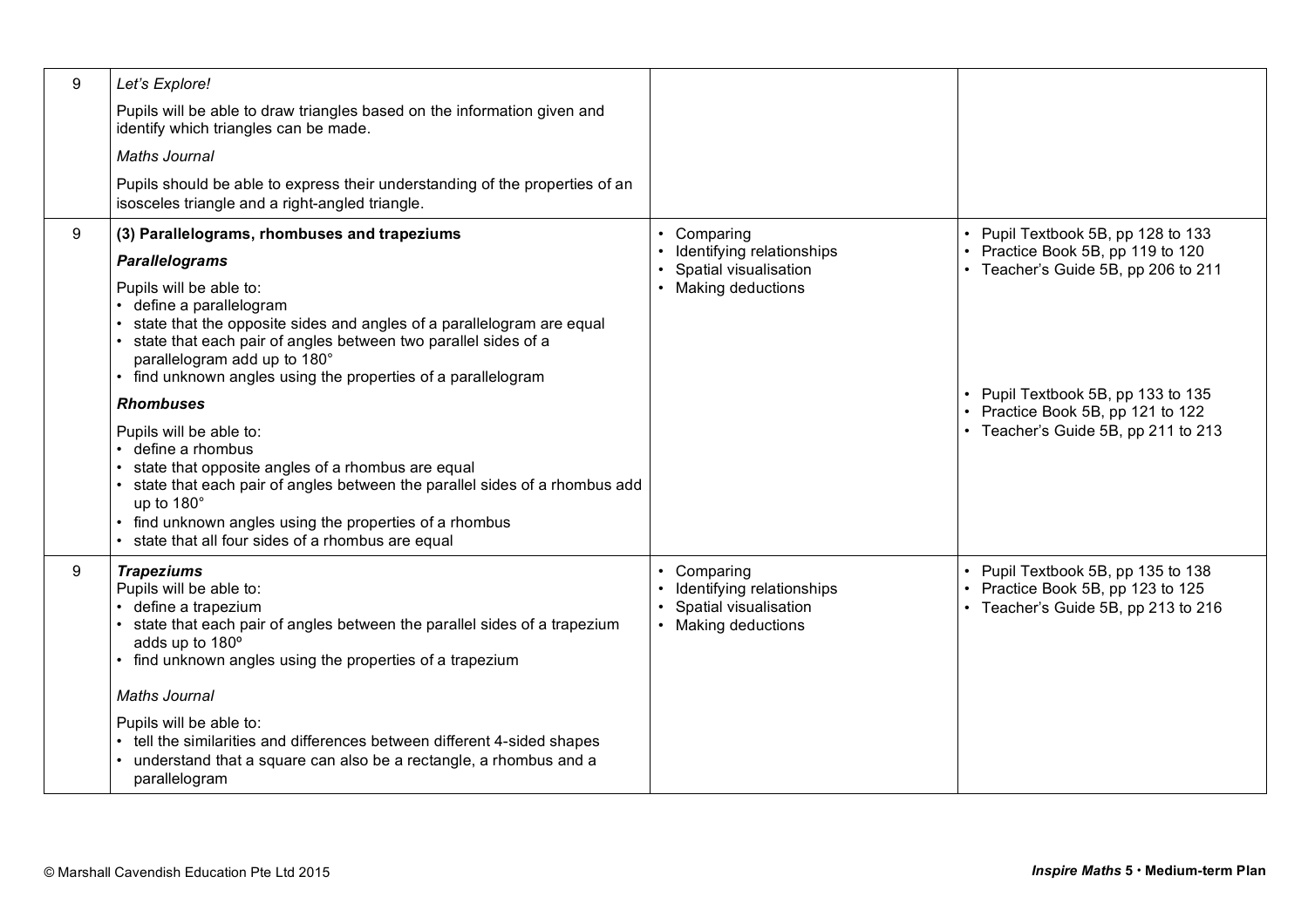| 9 | *Let's Explore!*<br><br>Pupils will be able to draw triangles based on the information given and identify which triangles can be made.<br><br>*Maths Journal*<br><br>Pupils should be able to express their understanding of the properties of an isosceles triangle and a right-angled triangle. | | |
|---|---|---|---|
| 9 | **(3) Parallelograms, rhombuses and trapeziums**<br><br>***Parallelograms***<br><br>Pupils will be able to:<br>• define a parallelogram<br>• state that the opposite sides and angles of a parallelogram are equal<br>• state that each pair of angles between two parallel sides of a parallelogram add up to 180°<br>• find unknown angles using the properties of a parallelogram<br><br>***Rhombuses***<br><br>Pupils will be able to:<br>• define a rhombus<br>• state that opposite angles of a rhombus are equal<br>• state that each pair of angles between the parallel sides of a rhombus add up to 180°<br>• find unknown angles using the properties of a rhombus<br>• state that all four sides of a rhombus are equal | • Comparing<br>• Identifying relationships<br>• Spatial visualisation<br>• Making deductions | • Pupil Textbook 5B, pp 128 to 133<br>• Practice Book 5B, pp 119 to 120<br>• Teacher's Guide 5B, pp 206 to 211<br><br>• Pupil Textbook 5B, pp 133 to 135<br>• Practice Book 5B, pp 121 to 122<br>• Teacher's Guide 5B, pp 211 to 213 |
| 9 | ***Trapeziums***<br>Pupils will be able to:<br>• define a trapezium<br>• state that each pair of angles between the parallel sides of a trapezium adds up to 180º<br>• find unknown angles using the properties of a trapezium<br><br>*Maths Journal*<br><br>Pupils will be able to:<br>• tell the similarities and differences between different 4-sided shapes<br>• understand that a square can also be a rectangle, a rhombus and a parallelogram | • Comparing<br>• Identifying relationships<br>• Spatial visualisation<br>• Making deductions | • Pupil Textbook 5B, pp 135 to 138<br>• Practice Book 5B, pp 123 to 125<br>• Teacher's Guide 5B, pp 213 to 216 |

© Marshall Cavendish Education Pte Ltd 2015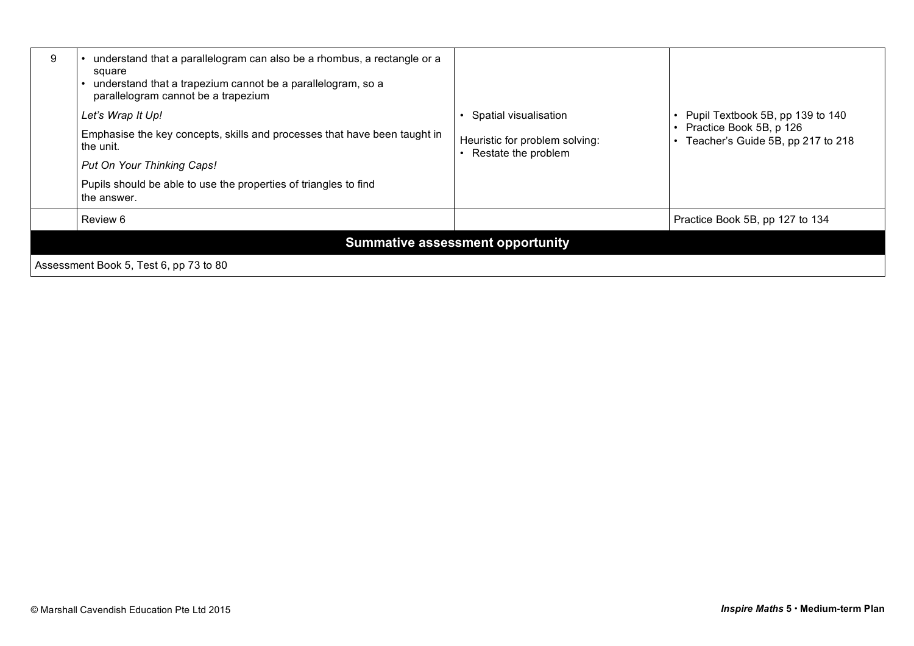| | | | |
|---|---|---|---|
| 9 | • understand that a parallelogram can also be a rhombus, a rectangle or a square<br>• understand that a trapezium cannot be a parallelogram, so a parallelogram cannot be a trapezium<br><br>*Let's Wrap It Up!*<br><br>Emphasise the key concepts, skills and processes that have been taught in the unit.<br><br>*Put On Your Thinking Caps!*<br><br>Pupils should be able to use the properties of triangles to find the answer. | • Spatial visualisation<br><br>Heuristic for problem solving:<br>• Restate the problem | • Pupil Textbook 5B, pp 139 to 140<br>• Practice Book 5B, p 126<br>• Teacher's Guide 5B, pp 217 to 218 |
| | Review 6 | | Practice Book 5B, pp 127 to 134 |
| **Summative assessment opportunity** | | | |
| Assessment Book 5, Test 6, pp 73 to 80 | | | |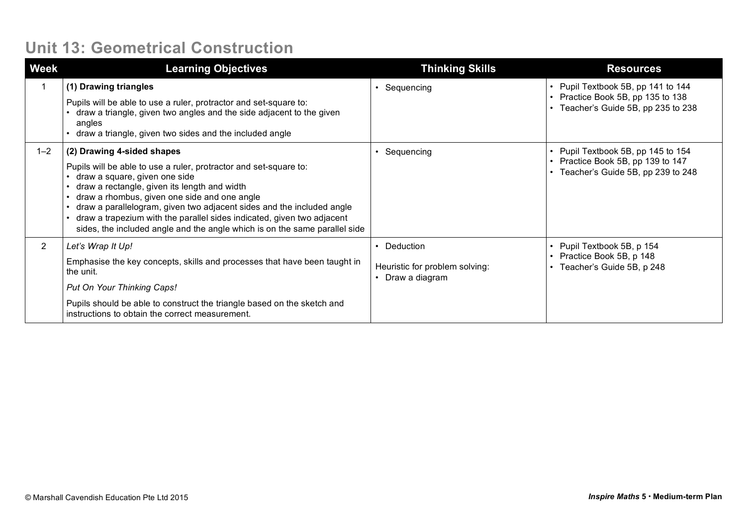# Unit 13: Geometrical Construction

| Week | Learning Objectives | Thinking Skills | Resources |
| --- | --- | --- | --- |
| 1 | **(1) Drawing triangles**<br><br>Pupils will be able to use a ruler, protractor and set-square to:<br>• draw a triangle, given two angles and the side adjacent to the given angles<br>• draw a triangle, given two sides and the included angle | • Sequencing | • Pupil Textbook 5B, pp 141 to 144<br>• Practice Book 5B, pp 135 to 138<br>• Teacher's Guide 5B, pp 235 to 238 |
| 1–2 | **(2) Drawing 4-sided shapes**<br><br>Pupils will be able to use a ruler, protractor and set-square to:<br>• draw a square, given one side<br>• draw a rectangle, given its length and width<br>• draw a rhombus, given one side and one angle<br>• draw a parallelogram, given two adjacent sides and the included angle<br>• draw a trapezium with the parallel sides indicated, given two adjacent sides, the included angle and the angle which is on the same parallel side | • Sequencing | • Pupil Textbook 5B, pp 145 to 154<br>• Practice Book 5B, pp 139 to 147<br>• Teacher's Guide 5B, pp 239 to 248 |
| 2 | *Let's Wrap It Up!*<br><br>Emphasise the key concepts, skills and processes that have been taught in the unit.<br><br>*Put On Your Thinking Caps!*<br><br>Pupils should be able to construct the triangle based on the sketch and instructions to obtain the correct measurement. | • Deduction<br><br>Heuristic for problem solving:<br>• Draw a diagram | • Pupil Textbook 5B, p 154<br>• Practice Book 5B, p 148<br>• Teacher's Guide 5B, p 248 |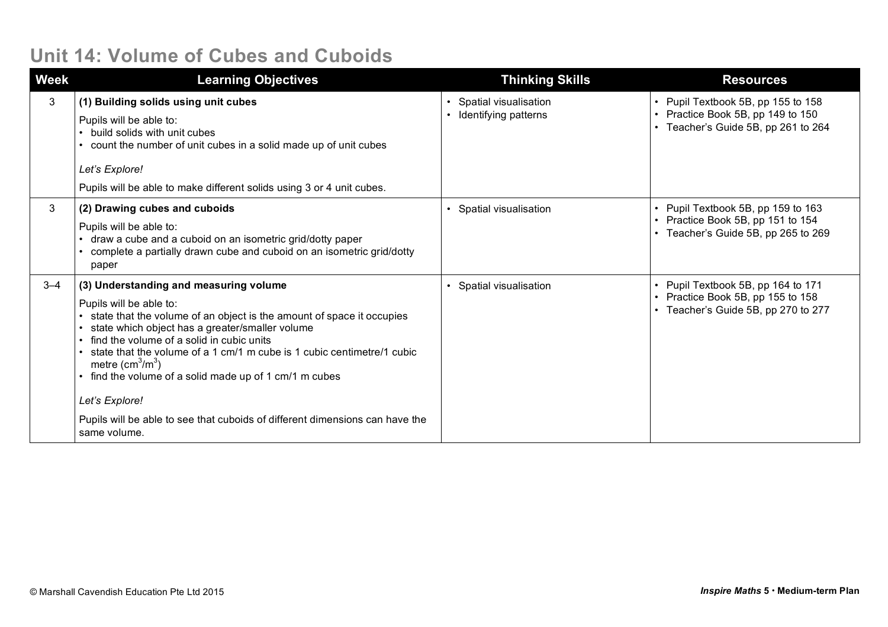# Unit 14: Volume of Cubes and Cuboids

| Week | Learning Objectives | Thinking Skills | Resources |
|---|---|---|---|
| 3 | **(1) Building solids using unit cubes**<br><br>Pupils will be able to:<br>• build solids with unit cubes<br>• count the number of unit cubes in a solid made up of unit cubes<br><br>*Let's Explore!*<br><br>Pupils will be able to make different solids using 3 or 4 unit cubes. | • Spatial visualisation<br>• Identifying patterns | • Pupil Textbook 5B, pp 155 to 158<br>• Practice Book 5B, pp 149 to 150<br>• Teacher's Guide 5B, pp 261 to 264 |
| 3 | **(2) Drawing cubes and cuboids**<br><br>Pupils will be able to:<br>• draw a cube and a cuboid on an isometric grid/dotty paper<br>• complete a partially drawn cube and cuboid on an isometric grid/dotty paper | • Spatial visualisation | • Pupil Textbook 5B, pp 159 to 163<br>• Practice Book 5B, pp 151 to 154<br>• Teacher's Guide 5B, pp 265 to 269 |
| 3–4 | **(3) Understanding and measuring volume**<br><br>Pupils will be able to:<br>• state that the volume of an object is the amount of space it occupies<br>• state which object has a greater/smaller volume<br>• find the volume of a solid in cubic units<br>• state that the volume of a 1 cm/1 m cube is 1 cubic centimetre/1 cubic metre ($cm^3$/$m^3$)<br>• find the volume of a solid made up of 1 cm/1 m cubes<br><br>*Let's Explore!*<br><br>Pupils will be able to see that cuboids of different dimensions can have the same volume. | • Spatial visualisation | • Pupil Textbook 5B, pp 164 to 171<br>• Practice Book 5B, pp 155 to 158<br>• Teacher's Guide 5B, pp 270 to 277 |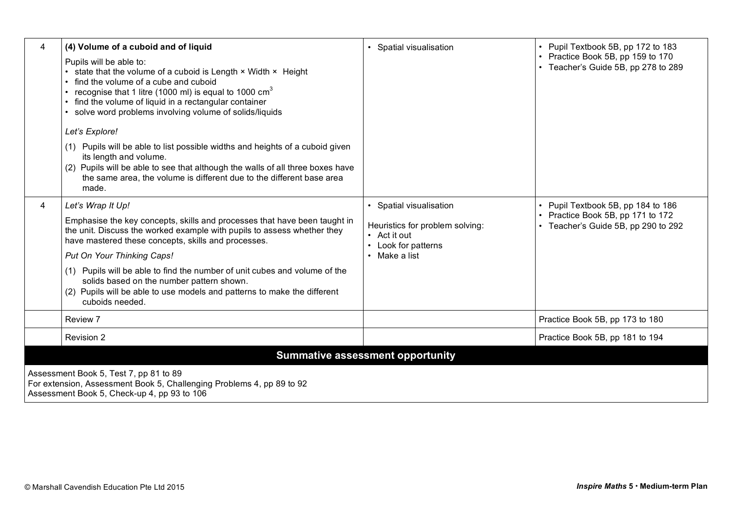| | | | |
|---|---|---|---|
| 4 | **(4) Volume of a cuboid and of liquid**<br><br>Pupils will be able to:<br>• state that the volume of a cuboid is Length × Width × Height<br>• find the volume of a cube and cuboid<br>• recognise that 1 litre (1000 ml) is equal to 1000 $cm^3$<br>• find the volume of liquid in a rectangular container<br>• solve word problems involving volume of solids/liquids<br><br>*Let's Explore!*<br><br>(1) Pupils will be able to list possible widths and heights of a cuboid given its length and volume.<br>(2) Pupils will be able to see that although the walls of all three boxes have the same area, the volume is different due to the different base area made. | • Spatial visualisation | • Pupil Textbook 5B, pp 172 to 183<br>• Practice Book 5B, pp 159 to 170<br>• Teacher's Guide 5B, pp 278 to 289 |
| 4 | *Let's Wrap It Up!*<br><br>Emphasise the key concepts, skills and processes that have been taught in the unit. Discuss the worked example with pupils to assess whether they have mastered these concepts, skills and processes.<br><br>*Put On Your Thinking Caps!*<br><br>(1) Pupils will be able to find the number of unit cubes and volume of the solids based on the number pattern shown.<br>(2) Pupils will be able to use models and patterns to make the different cuboids needed. | • Spatial visualisation<br><br>Heuristics for problem solving:<br>• Act it out<br>• Look for patterns<br>• Make a list | • Pupil Textbook 5B, pp 184 to 186<br>• Practice Book 5B, pp 171 to 172<br>• Teacher's Guide 5B, pp 290 to 292 |
| | Review 7 | | Practice Book 5B, pp 173 to 180 |
| | Revision 2 | | Practice Book 5B, pp 181 to 194 |

**Summative assessment opportunity**

Assessment Book 5, Test 7, pp 81 to 89
For extension, Assessment Book 5, Challenging Problems 4, pp 89 to 92
Assessment Book 5, Check-up 4, pp 93 to 106